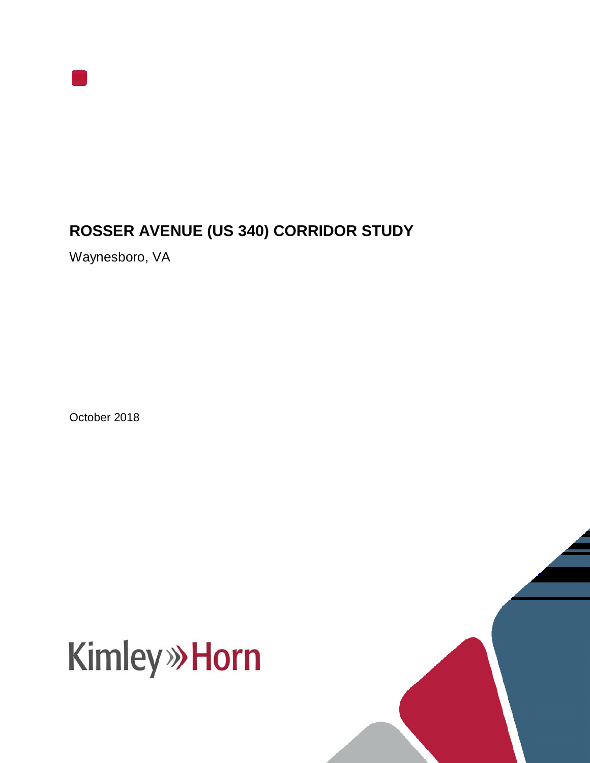# ROSSER AVENUE (US 340) CORRIDOR STUDY

Waynesboro, VA

October 2018

Kimley»Horn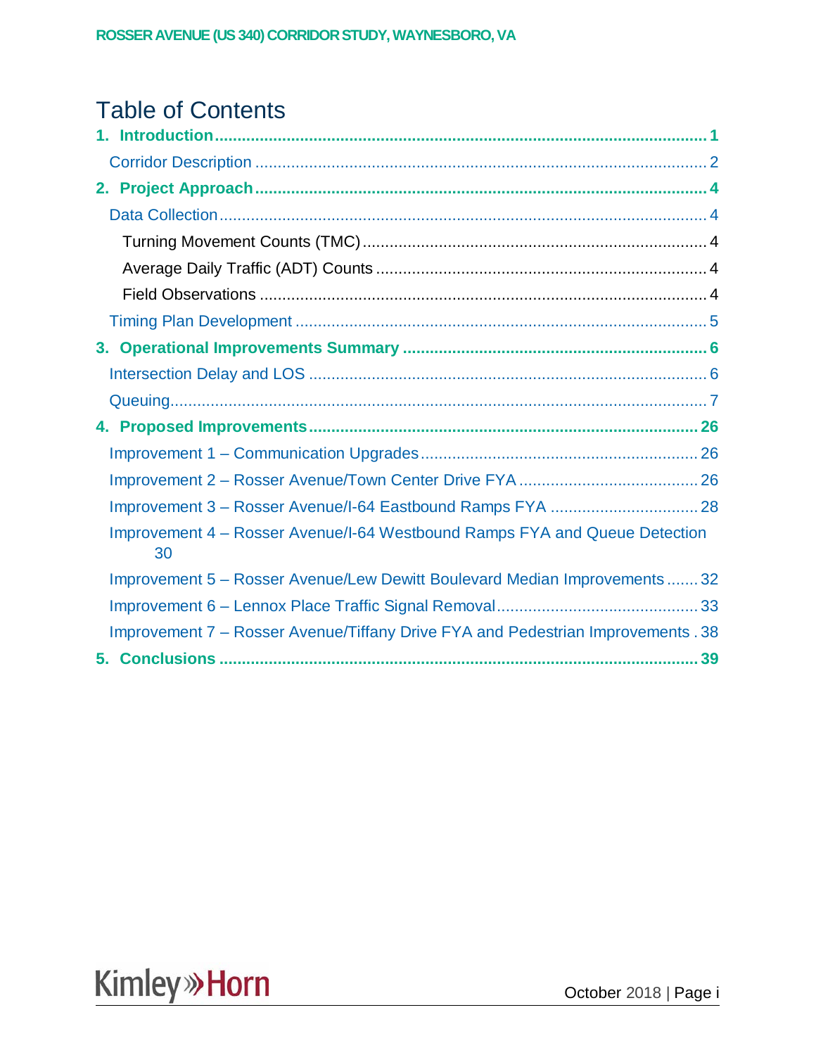# Table of Contents

**1. Introduction** .......... 1

Corridor Description .......... 2

**2. Project Approach** .......... 4

Data Collection .......... 4

Turning Movement Counts (TMC) .......... 4

Average Daily Traffic (ADT) Counts .......... 4

Field Observations .......... 4

Timing Plan Development .......... 5

**3. Operational Improvements Summary** .......... 6

Intersection Delay and LOS .......... 6

Queuing .......... 7

**4. Proposed Improvements** .......... 26

Improvement 1 – Communication Upgrades .......... 26

Improvement 2 – Rosser Avenue/Town Center Drive FYA .......... 26

Improvement 3 – Rosser Avenue/I-64 Eastbound Ramps FYA .......... 28

Improvement 4 – Rosser Avenue/I-64 Westbound Ramps FYA and Queue Detection .......... 30

Improvement 5 – Rosser Avenue/Lew Dewitt Boulevard Median Improvements .......... 32

Improvement 6 – Lennox Place Traffic Signal Removal .......... 33

Improvement 7 – Rosser Avenue/Tiffany Drive FYA and Pedestrian Improvements .......... 38

**5. Conclusions** .......... 39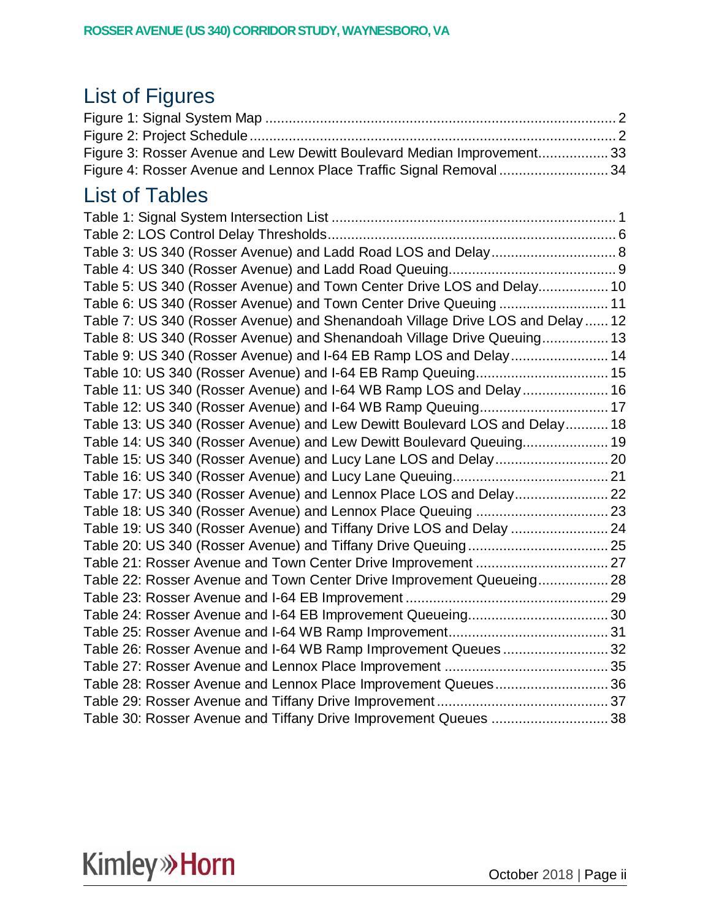# List of Figures

Figure 1: Signal System Map ........................................................................................ 2
Figure 2: Project Schedule ............................................................................................ 2
Figure 3: Rosser Avenue and Lew Dewitt Boulevard Median Improvement.................. 33
Figure 4: Rosser Avenue and Lennox Place Traffic Signal Removal ............................ 34

# List of Tables

Table 1: Signal System Intersection List ........................................................................ 1
Table 2: LOS Control Delay Thresholds......................................................................... 6
Table 3: US 340 (Rosser Avenue) and Ladd Road LOS and Delay................................ 8
Table 4: US 340 (Rosser Avenue) and Ladd Road Queuing........................................... 9
Table 5: US 340 (Rosser Avenue) and Town Center Drive LOS and Delay.................. 10
Table 6: US 340 (Rosser Avenue) and Town Center Drive Queuing ............................ 11
Table 7: US 340 (Rosser Avenue) and Shenandoah Village Drive LOS and Delay ...... 12
Table 8: US 340 (Rosser Avenue) and Shenandoah Village Drive Queuing................. 13
Table 9: US 340 (Rosser Avenue) and I-64 EB Ramp LOS and Delay......................... 14
Table 10: US 340 (Rosser Avenue) and I-64 EB Ramp Queuing.................................. 15
Table 11: US 340 (Rosser Avenue) and I-64 WB Ramp LOS and Delay...................... 16
Table 12: US 340 (Rosser Avenue) and I-64 WB Ramp Queuing................................. 17
Table 13: US 340 (Rosser Avenue) and Lew Dewitt Boulevard LOS and Delay........... 18
Table 14: US 340 (Rosser Avenue) and Lew Dewitt Boulevard Queuing...................... 19
Table 15: US 340 (Rosser Avenue) and Lucy Lane LOS and Delay............................. 20
Table 16: US 340 (Rosser Avenue) and Lucy Lane Queuing........................................ 21
Table 17: US 340 (Rosser Avenue) and Lennox Place LOS and Delay........................ 22
Table 18: US 340 (Rosser Avenue) and Lennox Place Queuing .................................. 23
Table 19: US 340 (Rosser Avenue) and Tiffany Drive LOS and Delay ......................... 24
Table 20: US 340 (Rosser Avenue) and Tiffany Drive Queuing.................................... 25
Table 21: Rosser Avenue and Town Center Drive Improvement .................................. 27
Table 22: Rosser Avenue and Town Center Drive Improvement Queueing.................. 28
Table 23: Rosser Avenue and I-64 EB Improvement .................................................... 29
Table 24: Rosser Avenue and I-64 EB Improvement Queueing.................................... 30
Table 25: Rosser Avenue and I-64 WB Ramp Improvement......................................... 31
Table 26: Rosser Avenue and I-64 WB Ramp Improvement Queues ........................... 32
Table 27: Rosser Avenue and Lennox Place Improvement .......................................... 35
Table 28: Rosser Avenue and Lennox Place Improvement Queues............................. 36
Table 29: Rosser Avenue and Tiffany Drive Improvement............................................ 37
Table 30: Rosser Avenue and Tiffany Drive Improvement Queues .............................. 38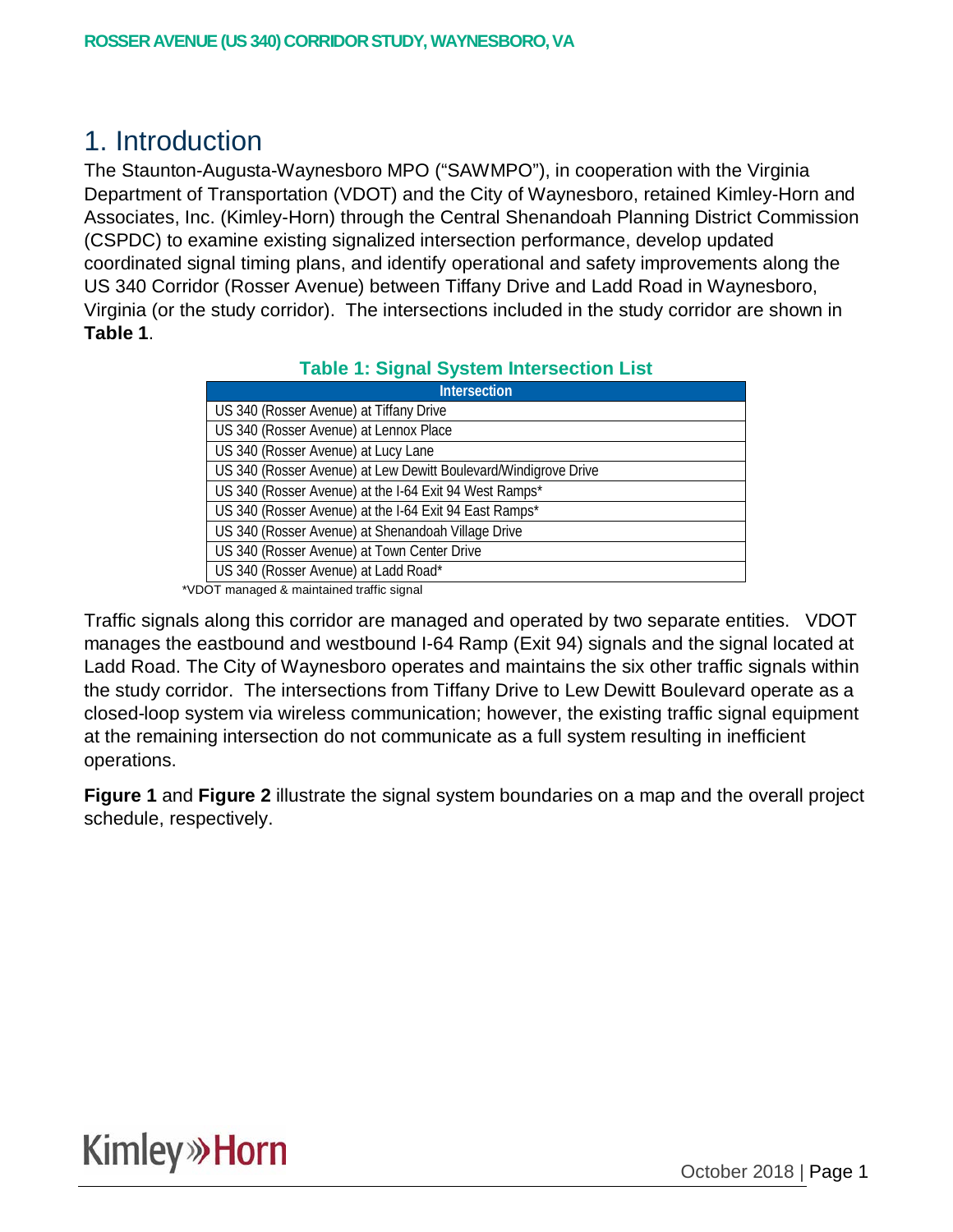# 1. Introduction

The Staunton-Augusta-Waynesboro MPO ("SAWMPO"), in cooperation with the Virginia Department of Transportation (VDOT) and the City of Waynesboro, retained Kimley-Horn and Associates, Inc. (Kimley-Horn) through the Central Shenandoah Planning District Commission (CSPDC) to examine existing signalized intersection performance, develop updated coordinated signal timing plans, and identify operational and safety improvements along the US 340 Corridor (Rosser Avenue) between Tiffany Drive and Ladd Road in Waynesboro, Virginia (or the study corridor). The intersections included in the study corridor are shown in **Table 1**.

**Table 1: Signal System Intersection List**

| Intersection |
| --- |
| US 340 (Rosser Avenue) at Tiffany Drive |
| US 340 (Rosser Avenue) at Lennox Place |
| US 340 (Rosser Avenue) at Lucy Lane |
| US 340 (Rosser Avenue) at Lew Dewitt Boulevard/Windigrove Drive |
| US 340 (Rosser Avenue) at the I-64 Exit 94 West Ramps* |
| US 340 (Rosser Avenue) at the I-64 Exit 94 East Ramps* |
| US 340 (Rosser Avenue) at Shenandoah Village Drive |
| US 340 (Rosser Avenue) at Town Center Drive |
| US 340 (Rosser Avenue) at Ladd Road* |

*VDOT managed & maintained traffic signal

Traffic signals along this corridor are managed and operated by two separate entities. VDOT manages the eastbound and westbound I-64 Ramp (Exit 94) signals and the signal located at Ladd Road. The City of Waynesboro operates and maintains the six other traffic signals within the study corridor. The intersections from Tiffany Drive to Lew Dewitt Boulevard operate as a closed-loop system via wireless communication; however, the existing traffic signal equipment at the remaining intersection do not communicate as a full system resulting in inefficient operations.

**Figure 1** and **Figure 2** illustrate the signal system boundaries on a map and the overall project schedule, respectively.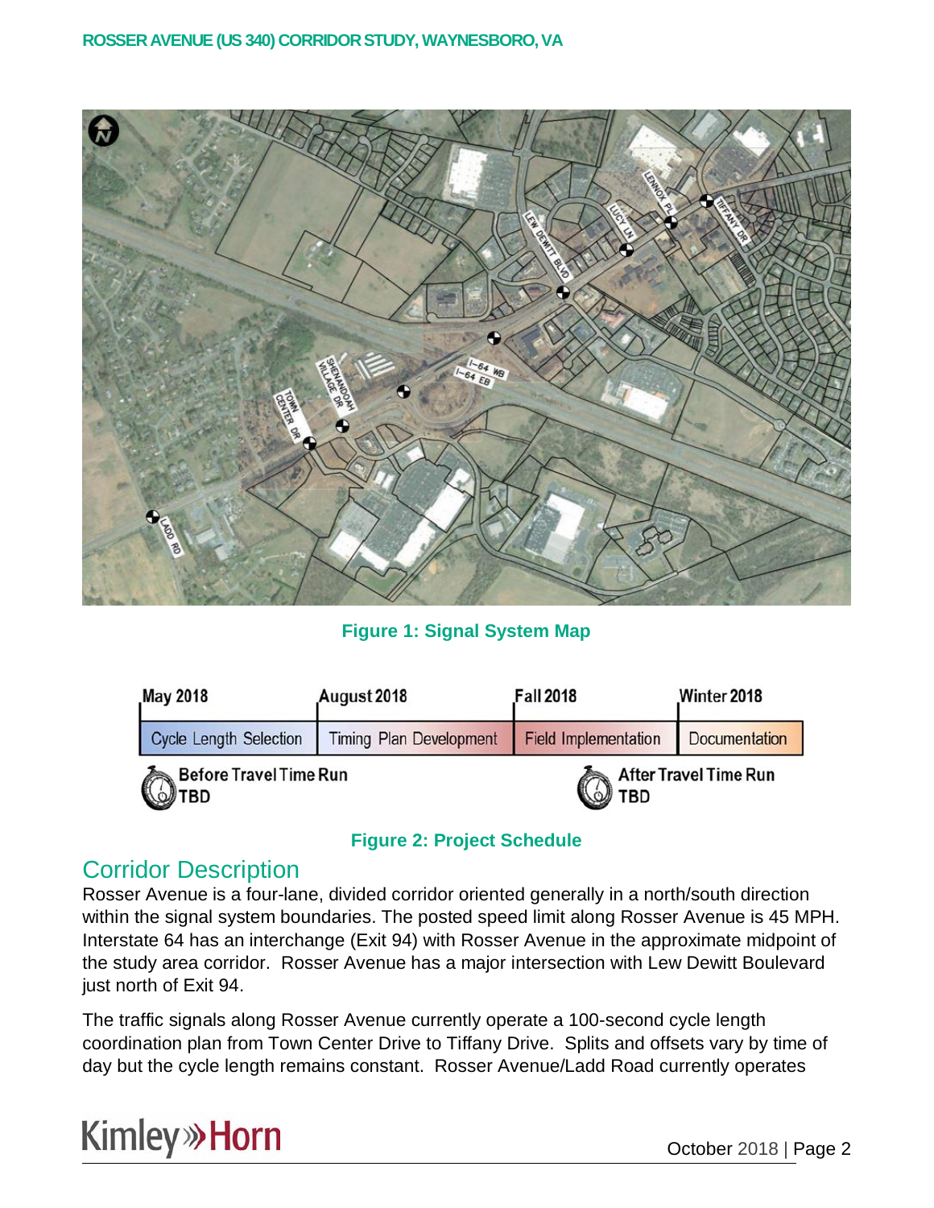Figure 1: Signal System Map

| May 2018 | August 2018 | Fall 2018 | Winter 2018 |
|---|---|---|---|
| Cycle Length Selection | Timing Plan Development | Field Implementation | Documentation |

Before Travel Time Run
TBD

After Travel Time Run
TBD

Figure 2: Project Schedule

## Corridor Description

Rosser Avenue is a four-lane, divided corridor oriented generally in a north/south direction within the signal system boundaries. The posted speed limit along Rosser Avenue is 45 MPH. Interstate 64 has an interchange (Exit 94) with Rosser Avenue in the approximate midpoint of the study area corridor. Rosser Avenue has a major intersection with Lew Dewitt Boulevard just north of Exit 94.

The traffic signals along Rosser Avenue currently operate a 100-second cycle length coordination plan from Town Center Drive to Tiffany Drive. Splits and offsets vary by time of day but the cycle length remains constant. Rosser Avenue/Ladd Road currently operates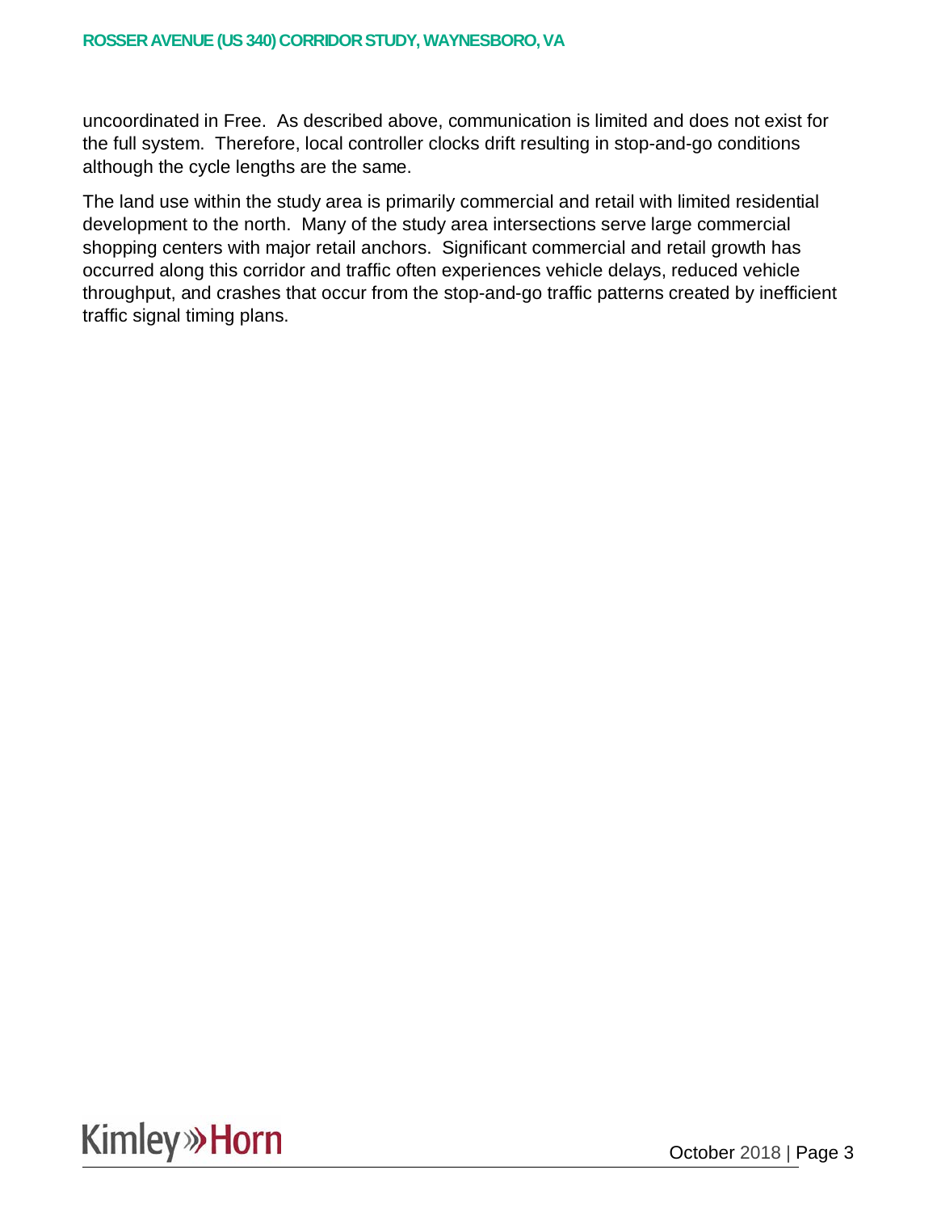uncoordinated in Free. As described above, communication is limited and does not exist for the full system. Therefore, local controller clocks drift resulting in stop-and-go conditions although the cycle lengths are the same.

The land use within the study area is primarily commercial and retail with limited residential development to the north. Many of the study area intersections serve large commercial shopping centers with major retail anchors. Significant commercial and retail growth has occurred along this corridor and traffic often experiences vehicle delays, reduced vehicle throughput, and crashes that occur from the stop-and-go traffic patterns created by inefficient traffic signal timing plans.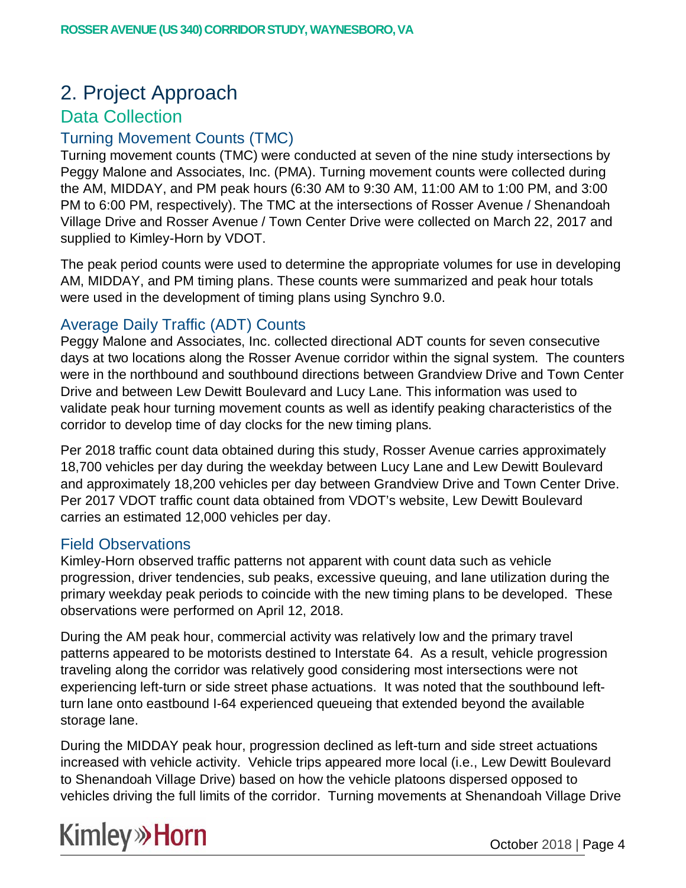# 2. Project Approach

## Data Collection

### Turning Movement Counts (TMC)

Turning movement counts (TMC) were conducted at seven of the nine study intersections by Peggy Malone and Associates, Inc. (PMA). Turning movement counts were collected during the AM, MIDDAY, and PM peak hours (6:30 AM to 9:30 AM, 11:00 AM to 1:00 PM, and 3:00 PM to 6:00 PM, respectively). The TMC at the intersections of Rosser Avenue / Shenandoah Village Drive and Rosser Avenue / Town Center Drive were collected on March 22, 2017 and supplied to Kimley-Horn by VDOT.

The peak period counts were used to determine the appropriate volumes for use in developing AM, MIDDAY, and PM timing plans. These counts were summarized and peak hour totals were used in the development of timing plans using Synchro 9.0.

### Average Daily Traffic (ADT) Counts

Peggy Malone and Associates, Inc. collected directional ADT counts for seven consecutive days at two locations along the Rosser Avenue corridor within the signal system. The counters were in the northbound and southbound directions between Grandview Drive and Town Center Drive and between Lew Dewitt Boulevard and Lucy Lane. This information was used to validate peak hour turning movement counts as well as identify peaking characteristics of the corridor to develop time of day clocks for the new timing plans.

Per 2018 traffic count data obtained during this study, Rosser Avenue carries approximately 18,700 vehicles per day during the weekday between Lucy Lane and Lew Dewitt Boulevard and approximately 18,200 vehicles per day between Grandview Drive and Town Center Drive. Per 2017 VDOT traffic count data obtained from VDOT's website, Lew Dewitt Boulevard carries an estimated 12,000 vehicles per day.

### Field Observations

Kimley-Horn observed traffic patterns not apparent with count data such as vehicle progression, driver tendencies, sub peaks, excessive queuing, and lane utilization during the primary weekday peak periods to coincide with the new timing plans to be developed. These observations were performed on April 12, 2018.

During the AM peak hour, commercial activity was relatively low and the primary travel patterns appeared to be motorists destined to Interstate 64. As a result, vehicle progression traveling along the corridor was relatively good considering most intersections were not experiencing left-turn or side street phase actuations. It was noted that the southbound left-turn lane onto eastbound I-64 experienced queueing that extended beyond the available storage lane.

During the MIDDAY peak hour, progression declined as left-turn and side street actuations increased with vehicle activity. Vehicle trips appeared more local (i.e., Lew Dewitt Boulevard to Shenandoah Village Drive) based on how the vehicle platoons dispersed opposed to vehicles driving the full limits of the corridor. Turning movements at Shenandoah Village Drive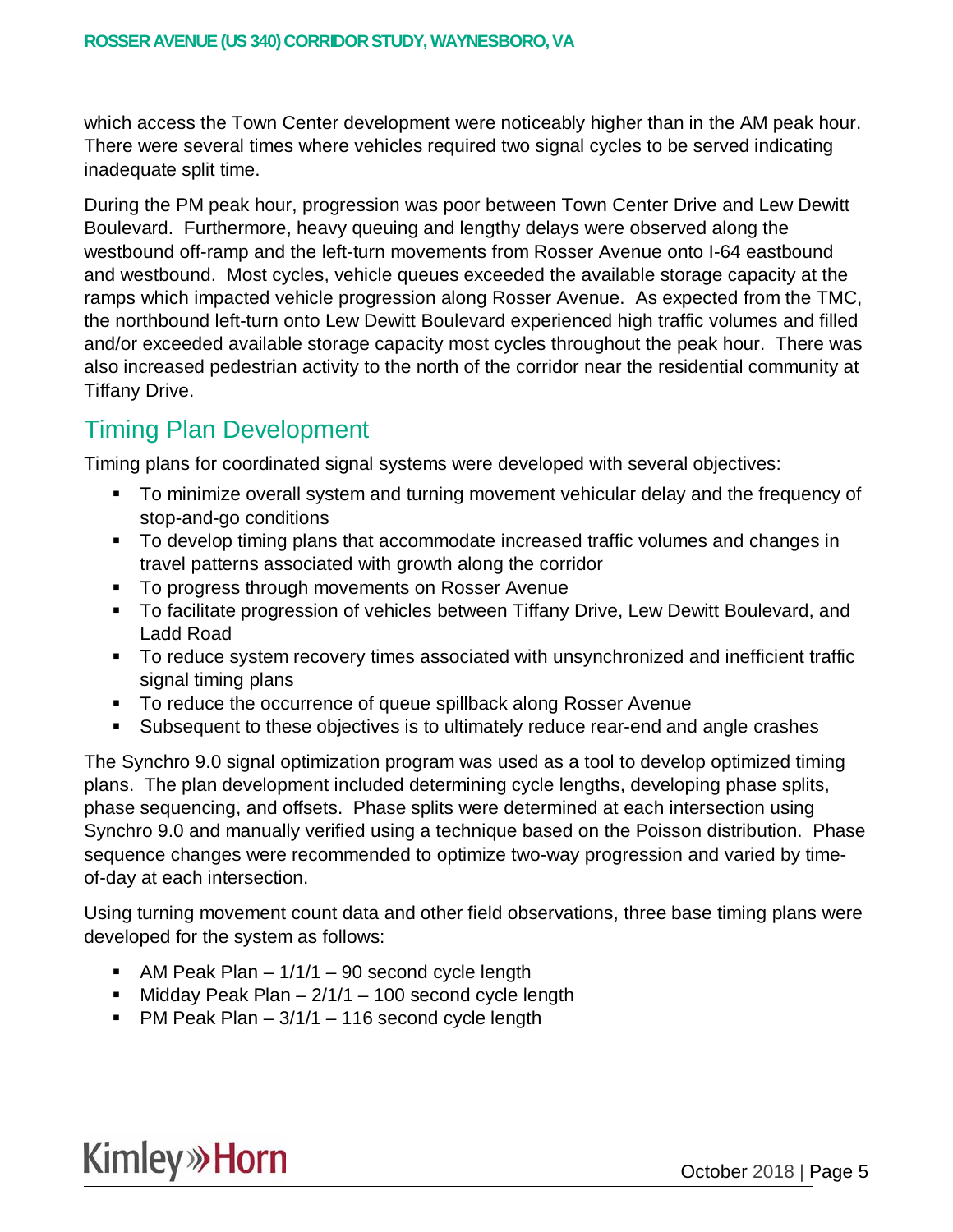which access the Town Center development were noticeably higher than in the AM peak hour. There were several times where vehicles required two signal cycles to be served indicating inadequate split time.

During the PM peak hour, progression was poor between Town Center Drive and Lew Dewitt Boulevard. Furthermore, heavy queuing and lengthy delays were observed along the westbound off-ramp and the left-turn movements from Rosser Avenue onto I-64 eastbound and westbound. Most cycles, vehicle queues exceeded the available storage capacity at the ramps which impacted vehicle progression along Rosser Avenue. As expected from the TMC, the northbound left-turn onto Lew Dewitt Boulevard experienced high traffic volumes and filled and/or exceeded available storage capacity most cycles throughout the peak hour. There was also increased pedestrian activity to the north of the corridor near the residential community at Tiffany Drive.

## Timing Plan Development

Timing plans for coordinated signal systems were developed with several objectives:

- To minimize overall system and turning movement vehicular delay and the frequency of stop-and-go conditions
- To develop timing plans that accommodate increased traffic volumes and changes in travel patterns associated with growth along the corridor
- To progress through movements on Rosser Avenue
- To facilitate progression of vehicles between Tiffany Drive, Lew Dewitt Boulevard, and Ladd Road
- To reduce system recovery times associated with unsynchronized and inefficient traffic signal timing plans
- To reduce the occurrence of queue spillback along Rosser Avenue
- Subsequent to these objectives is to ultimately reduce rear-end and angle crashes

The Synchro 9.0 signal optimization program was used as a tool to develop optimized timing plans. The plan development included determining cycle lengths, developing phase splits, phase sequencing, and offsets. Phase splits were determined at each intersection using Synchro 9.0 and manually verified using a technique based on the Poisson distribution. Phase sequence changes were recommended to optimize two-way progression and varied by time-of-day at each intersection.

Using turning movement count data and other field observations, three base timing plans were developed for the system as follows:

- AM Peak Plan – 1/1/1 – 90 second cycle length
- Midday Peak Plan – 2/1/1 – 100 second cycle length
- PM Peak Plan – 3/1/1 – 116 second cycle length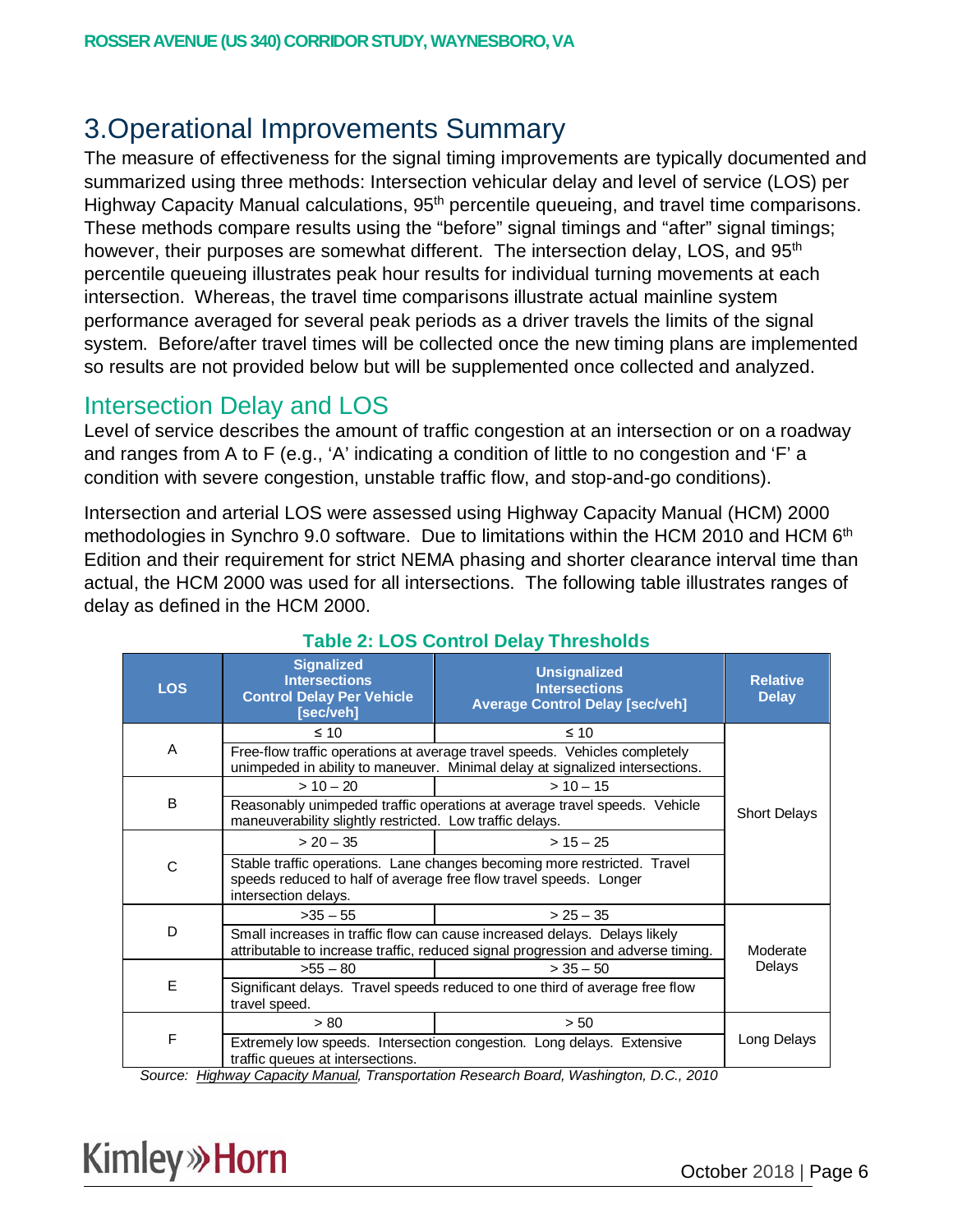# 3. Operational Improvements Summary

The measure of effectiveness for the signal timing improvements are typically documented and summarized using three methods: Intersection vehicular delay and level of service (LOS) per Highway Capacity Manual calculations, 95th percentile queueing, and travel time comparisons. These methods compare results using the "before" signal timings and "after" signal timings; however, their purposes are somewhat different. The intersection delay, LOS, and 95th percentile queueing illustrates peak hour results for individual turning movements at each intersection. Whereas, the travel time comparisons illustrate actual mainline system performance averaged for several peak periods as a driver travels the limits of the signal system. Before/after travel times will be collected once the new timing plans are implemented so results are not provided below but will be supplemented once collected and analyzed.

## Intersection Delay and LOS

Level of service describes the amount of traffic congestion at an intersection or on a roadway and ranges from A to F (e.g., 'A' indicating a condition of little to no congestion and 'F' a condition with severe congestion, unstable traffic flow, and stop-and-go conditions).

Intersection and arterial LOS were assessed using Highway Capacity Manual (HCM) 2000 methodologies in Synchro 9.0 software. Due to limitations within the HCM 2010 and HCM 6th Edition and their requirement for strict NEMA phasing and shorter clearance interval time than actual, the HCM 2000 was used for all intersections. The following table illustrates ranges of delay as defined in the HCM 2000.

**Table 2: LOS Control Delay Thresholds**

| LOS | Signalized Intersections Control Delay Per Vehicle [sec/veh] | Unsignalized Intersections Average Control Delay [sec/veh] | Relative Delay |
|---|---|---|---|
| A | ≤ 10 | ≤ 10 | Short Delays |
| | Free-flow traffic operations at average travel speeds. Vehicles completely unimpeded in ability to maneuver. Minimal delay at signalized intersections. | | |
| B | > 10 – 20 | > 10 – 15 | |
| | Reasonably unimpeded traffic operations at average travel speeds. Vehicle maneuverability slightly restricted. Low traffic delays. | | |
| C | > 20 – 35 | > 15 – 25 | |
| | Stable traffic operations. Lane changes becoming more restricted. Travel speeds reduced to half of average free flow travel speeds. Longer intersection delays. | | |
| D | >35 – 55 | > 25 – 35 | Moderate Delays |
| | Small increases in traffic flow can cause increased delays. Delays likely attributable to increase traffic, reduced signal progression and adverse timing. | | |
| E | >55 – 80 | > 35 – 50 | |
| | Significant delays. Travel speeds reduced to one third of average free flow travel speed. | | |
| F | > 80 | > 50 | Long Delays |
| | Extremely low speeds. Intersection congestion. Long delays. Extensive traffic queues at intersections. | | |

*Source: Highway Capacity Manual, Transportation Research Board, Washington, D.C., 2010*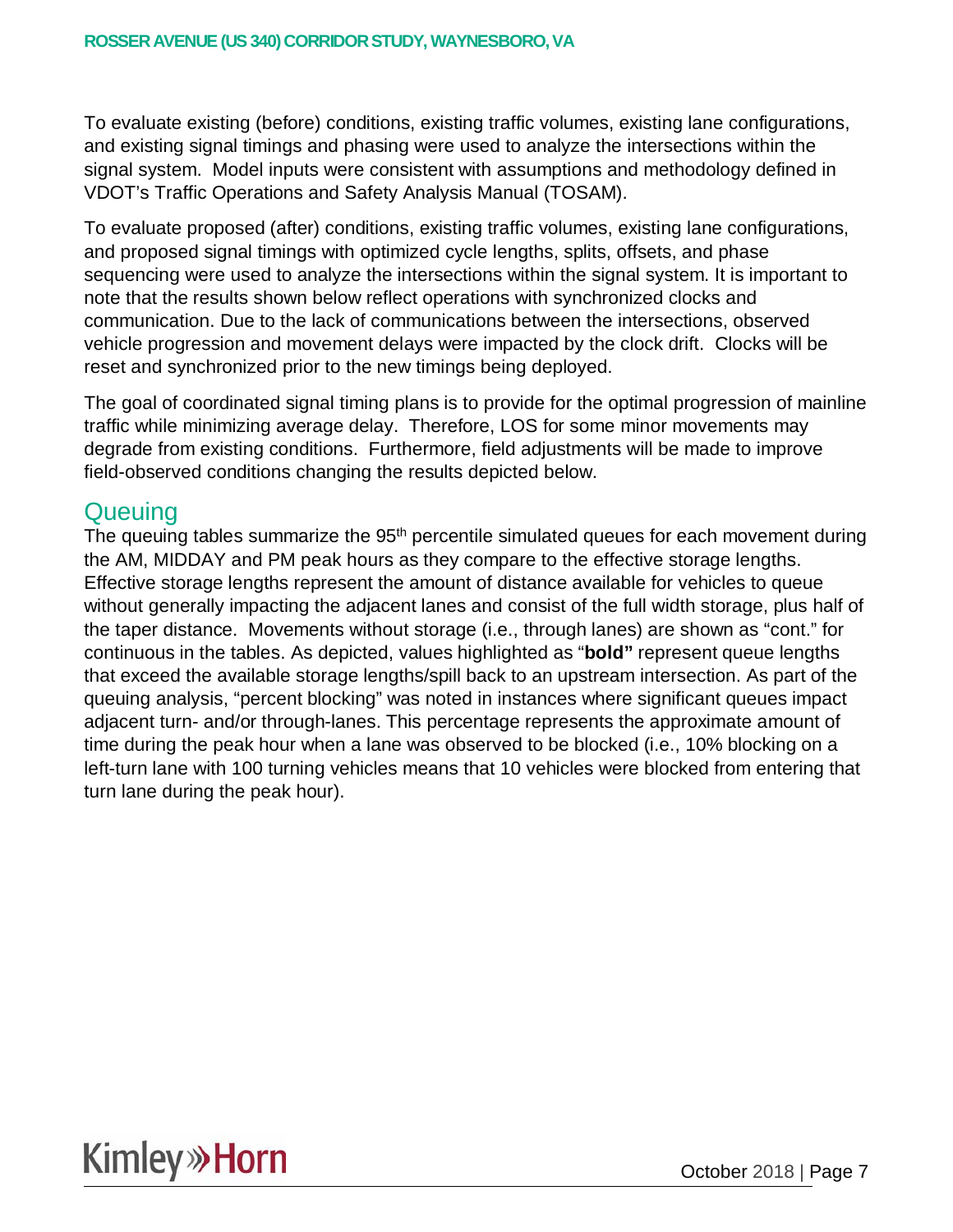To evaluate existing (before) conditions, existing traffic volumes, existing lane configurations, and existing signal timings and phasing were used to analyze the intersections within the signal system. Model inputs were consistent with assumptions and methodology defined in VDOT's Traffic Operations and Safety Analysis Manual (TOSAM).

To evaluate proposed (after) conditions, existing traffic volumes, existing lane configurations, and proposed signal timings with optimized cycle lengths, splits, offsets, and phase sequencing were used to analyze the intersections within the signal system. It is important to note that the results shown below reflect operations with synchronized clocks and communication. Due to the lack of communications between the intersections, observed vehicle progression and movement delays were impacted by the clock drift. Clocks will be reset and synchronized prior to the new timings being deployed.

The goal of coordinated signal timing plans is to provide for the optimal progression of mainline traffic while minimizing average delay. Therefore, LOS for some minor movements may degrade from existing conditions. Furthermore, field adjustments will be made to improve field-observed conditions changing the results depicted below.

## Queuing

The queuing tables summarize the 95th percentile simulated queues for each movement during the AM, MIDDAY and PM peak hours as they compare to the effective storage lengths. Effective storage lengths represent the amount of distance available for vehicles to queue without generally impacting the adjacent lanes and consist of the full width storage, plus half of the taper distance. Movements without storage (i.e., through lanes) are shown as "cont." for continuous in the tables. As depicted, values highlighted as "**bold"** represent queue lengths that exceed the available storage lengths/spill back to an upstream intersection. As part of the queuing analysis, "percent blocking" was noted in instances where significant queues impact adjacent turn- and/or through-lanes. This percentage represents the approximate amount of time during the peak hour when a lane was observed to be blocked (i.e., 10% blocking on a left-turn lane with 100 turning vehicles means that 10 vehicles were blocked from entering that turn lane during the peak hour).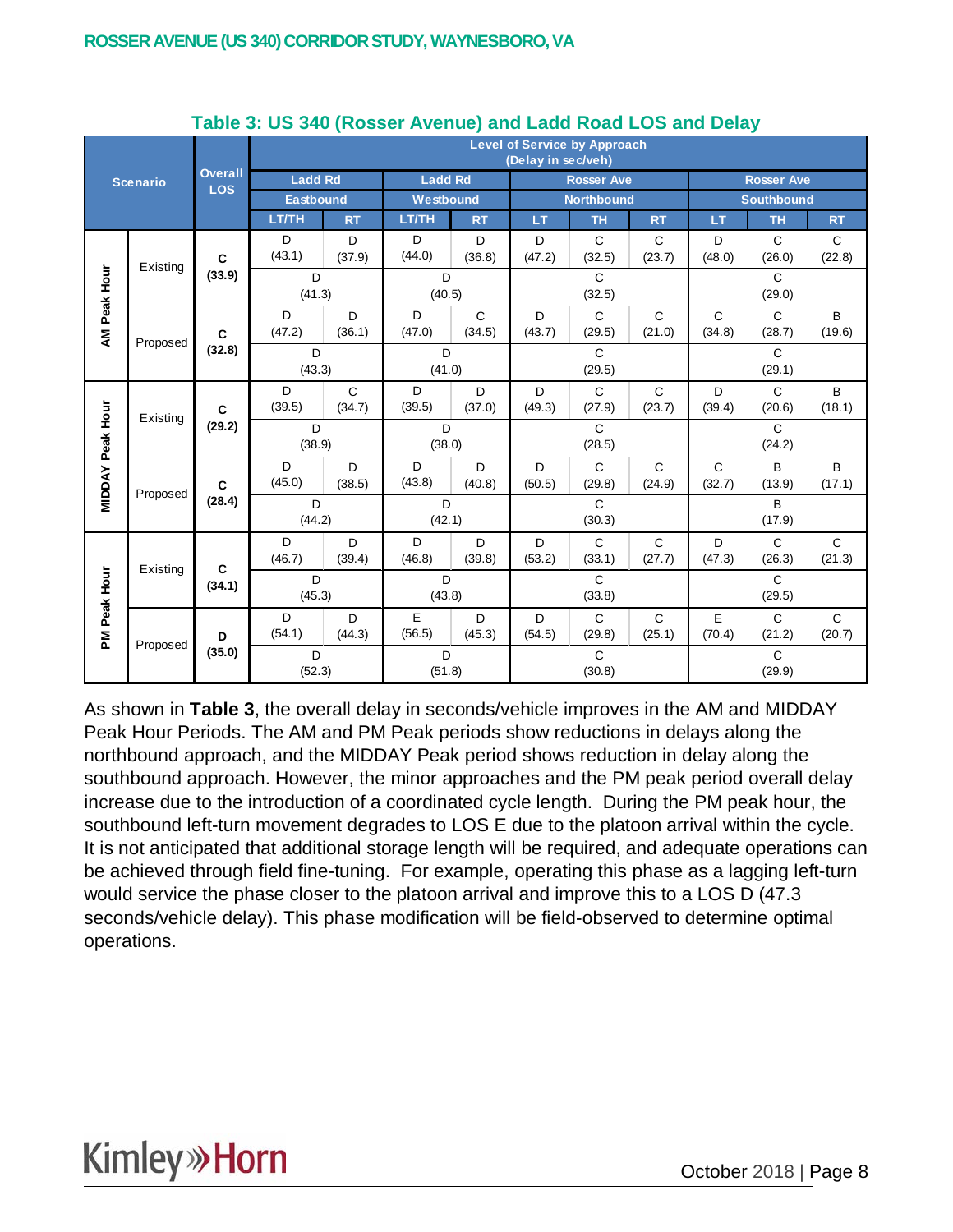## Table 3: US 340 (Rosser Avenue) and Ladd Road LOS and Delay

| Scenario | | Overall LOS | Ladd Rd Eastbound LT/TH | Ladd Rd Eastbound RT | Ladd Rd Westbound LT/TH | Ladd Rd Westbound RT | Rosser Ave Northbound LT | Rosser Ave Northbound TH | Rosser Ave Northbound RT | Rosser Ave Southbound LT | Rosser Ave Southbound TH | Rosser Ave Southbound RT |
|---|---|---|---|---|---|---|---|---|---|---|---|---|
| AM Peak Hour | Existing | C (33.9) | D (43.1) | D (37.9) | D (44.0) | D (36.8) | D (47.2) | C (32.5) | C (23.7) | D (48.0) | C (26.0) | C (22.8) |
| | | | D (41.3) | | D (40.5) | | C (32.5) | | | C (29.0) | | |
| | Proposed | C (32.8) | D (47.2) | D (36.1) | D (47.0) | C (34.5) | D (43.7) | C (29.5) | C (21.0) | C (34.8) | C (28.7) | B (19.6) |
| | | | D (43.3) | | D (41.0) | | C (29.5) | | | C (29.1) | | |
| MIDDAY Peak Hour | Existing | C (29.2) | D (39.5) | C (34.7) | D (39.5) | D (37.0) | D (49.3) | C (27.9) | C (23.7) | D (39.4) | C (20.6) | B (18.1) |
| | | | D (38.9) | | D (38.0) | | C (28.5) | | | C (24.2) | | |
| | Proposed | C (28.4) | D (45.0) | D (38.5) | D (43.8) | D (40.8) | D (50.5) | C (29.8) | C (24.9) | C (32.7) | B (13.9) | B (17.1) |
| | | | D (44.2) | | D (42.1) | | C (30.3) | | | B (17.9) | | |
| PM Peak Hour | Existing | C (34.1) | D (46.7) | D (39.4) | D (46.8) | D (39.8) | D (53.2) | C (33.1) | C (27.7) | D (47.3) | C (26.3) | C (21.3) |
| | | | D (45.3) | | D (43.8) | | C (33.8) | | | C (29.5) | | |
| | Proposed | D (35.0) | D (54.1) | D (44.3) | E (56.5) | D (45.3) | D (54.5) | C (29.8) | C (25.1) | E (70.4) | C (21.2) | C (20.7) |
| | | | D (52.3) | | D (51.8) | | C (30.8) | | | C (29.9) | | |

Level of Service by Approach (Delay in sec/veh)

As shown in **Table 3**, the overall delay in seconds/vehicle improves in the AM and MIDDAY Peak Hour Periods. The AM and PM Peak periods show reductions in delays along the northbound approach, and the MIDDAY Peak period shows reduction in delay along the southbound approach. However, the minor approaches and the PM peak period overall delay increase due to the introduction of a coordinated cycle length. During the PM peak hour, the southbound left-turn movement degrades to LOS E due to the platoon arrival within the cycle. It is not anticipated that additional storage length will be required, and adequate operations can be achieved through field fine-tuning. For example, operating this phase as a lagging left-turn would service the phase closer to the platoon arrival and improve this to a LOS D (47.3 seconds/vehicle delay). This phase modification will be field-observed to determine optimal operations.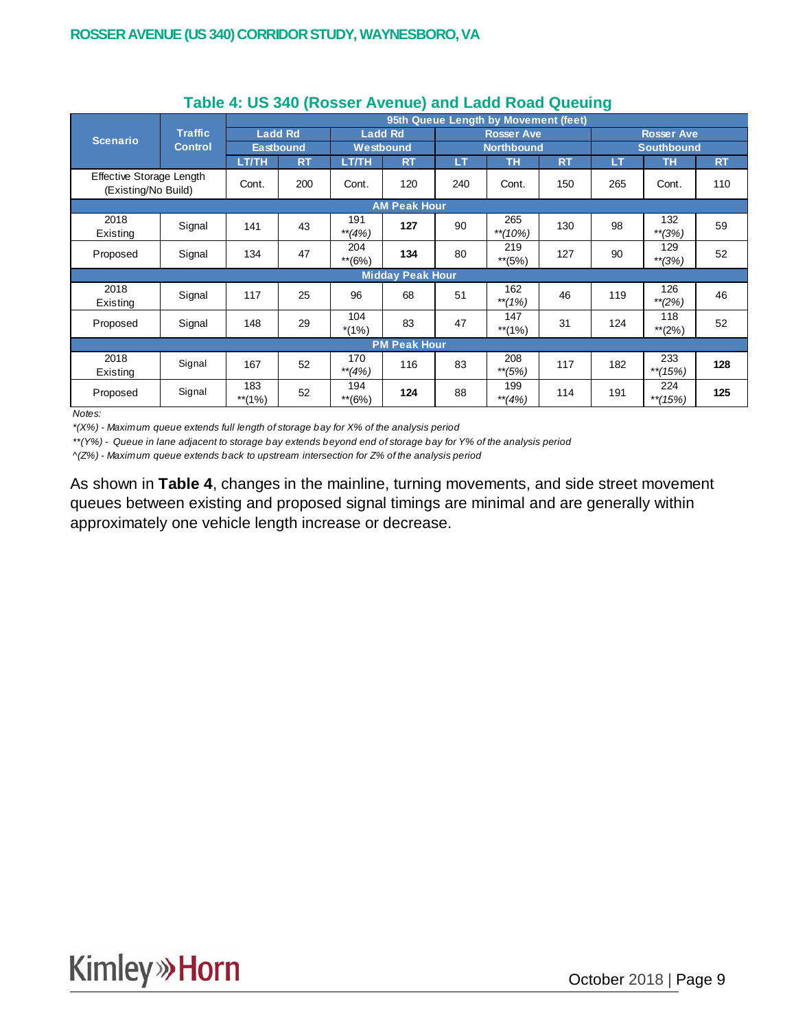### Table 4: US 340 (Rosser Avenue) and Ladd Road Queuing

| Scenario | Traffic Control | 95th Queue Length by Movement (feet) | | | | | | | | | |
|---|---|---|---|---|---|---|---|---|---|---|---|
| | | Ladd Rd Eastbound | | Ladd Rd Westbound | | Rosser Ave Northbound | | | Rosser Ave Southbound | | |
| | | LT/TH | RT | LT/TH | RT | LT | TH | RT | LT | TH | RT |
| Effective Storage Length (Existing/No Build) | | Cont. | 200 | Cont. | 120 | 240 | Cont. | 150 | 265 | Cont. | 110 |
| **AM Peak Hour** | | | | | | | | | | | |
| 2018 Existing | Signal | 141 | 43 | 191 *\*\*(4%)* | **127** | 90 | 265 *\*\*(10%)* | 130 | 98 | 132 *\*\*(3%)* | 59 |
| Proposed | Signal | 134 | 47 | 204 \*\*(6%) | **134** | 80 | 219 \*\*(5%) | 127 | 90 | 129 *\*\*(3%)* | 52 |
| **Midday Peak Hour** | | | | | | | | | | | |
| 2018 Existing | Signal | 117 | 25 | 96 | 68 | 51 | 162 *\*\*(1%)* | 46 | 119 | 126 *\*\*(2%)* | 46 |
| Proposed | Signal | 148 | 29 | 104 \*(1%) | 83 | 47 | 147 \*\*(1%) | 31 | 124 | 118 \*\*(2%) | 52 |
| **PM Peak Hour** | | | | | | | | | | | |
| 2018 Existing | Signal | 167 | 52 | 170 *\*\*(4%)* | 116 | 83 | 208 *\*\*(5%)* | 117 | 182 | 233 *\*\*(15%)* | **128** |
| Proposed | Signal | 183 \*\*(1%) | 52 | 194 \*\*(6%) | **124** | 88 | 199 *\*\*(4%)* | 114 | 191 | 224 *\*\*(15%)* | **125** |

*Notes:*

*\*(X%) - Maximum queue extends full length of storage bay for X% of the analysis period*

*\*\*(Y%) - Queue in lane adjacent to storage bay extends beyond end of storage bay for Y% of the analysis period*

*^(Z%) - Maximum queue extends back to upstream intersection for Z% of the analysis period*

As shown in **Table 4**, changes in the mainline, turning movements, and side street movement queues between existing and proposed signal timings are minimal and are generally within approximately one vehicle length increase or decrease.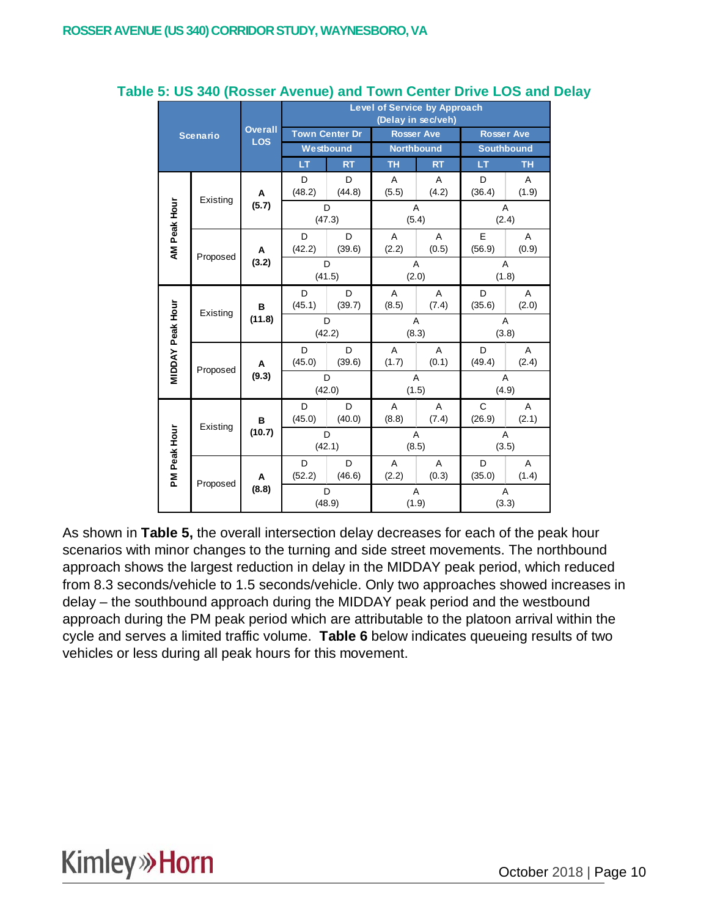## Table 5: US 340 (Rosser Avenue) and Town Center Drive LOS and Delay

| Scenario | | Overall LOS | Level of Service by Approach (Delay in sec/veh) | | | | | |
|---|---|---|---|---|---|---|---|---|
| | | | Town Center Dr | | Rosser Ave | | Rosser Ave | |
| | | | Westbound | | Northbound | | Southbound | |
| | | | LT | RT | TH | RT | LT | TH |
| AM Peak Hour | Existing | A (5.7) | D (48.2) | D (44.8) | A (5.5) | A (4.2) | D (36.4) | A (1.9) |
| | | | D (47.3) | | A (5.4) | | A (2.4) | |
| | Proposed | A (3.2) | D (42.2) | D (39.6) | A (2.2) | A (0.5) | E (56.9) | A (0.9) |
| | | | D (41.5) | | A (2.0) | | A (1.8) | |
| MIDDAY Peak Hour | Existing | B (11.8) | D (45.1) | D (39.7) | A (8.5) | A (7.4) | D (35.6) | A (2.0) |
| | | | D (42.2) | | A (8.3) | | A (3.8) | |
| | Proposed | A (9.3) | D (45.0) | D (39.6) | A (1.7) | A (0.1) | D (49.4) | A (2.4) |
| | | | D (42.0) | | A (1.5) | | A (4.9) | |
| PM Peak Hour | Existing | B (10.7) | D (45.0) | D (40.0) | A (8.8) | A (7.4) | C (26.9) | A (2.1) |
| | | | D (42.1) | | A (8.5) | | A (3.5) | |
| | Proposed | A (8.8) | D (52.2) | D (46.6) | A (2.2) | A (0.3) | D (35.0) | A (1.4) |
| | | | D (48.9) | | A (1.9) | | A (3.3) | |

As shown in **Table 5,** the overall intersection delay decreases for each of the peak hour scenarios with minor changes to the turning and side street movements. The northbound approach shows the largest reduction in delay in the MIDDAY peak period, which reduced from 8.3 seconds/vehicle to 1.5 seconds/vehicle. Only two approaches showed increases in delay – the southbound approach during the MIDDAY peak period and the westbound approach during the PM peak period which are attributable to the platoon arrival within the cycle and serves a limited traffic volume. **Table 6** below indicates queueing results of two vehicles or less during all peak hours for this movement.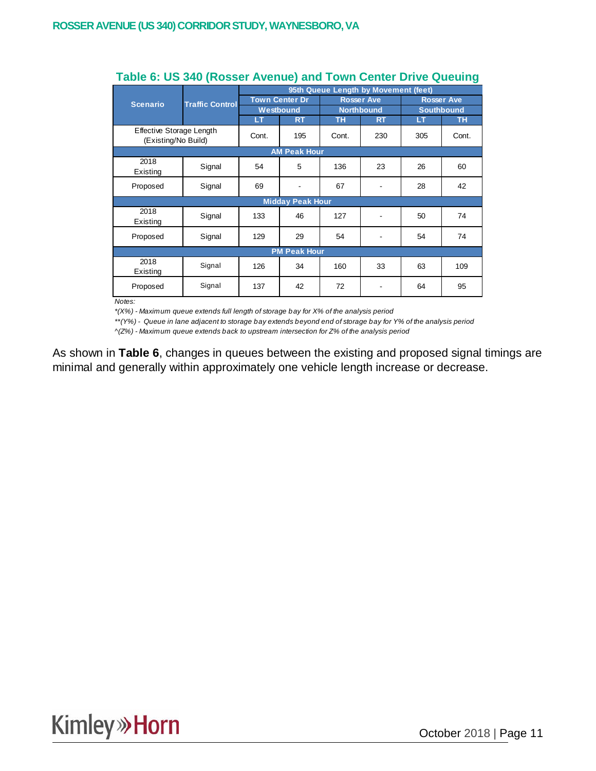### Table 6: US 340 (Rosser Avenue) and Town Center Drive Queuing

| Scenario | Traffic Control | 95th Queue Length by Movement (feet) | | | | | |
|---|---|---|---|---|---|---|---|
| | | Town Center Dr Westbound | | Rosser Ave Northbound | | Rosser Ave Southbound | |
| | | LT | RT | TH | RT | LT | TH |
| Effective Storage Length (Existing/No Build) | | Cont. | 195 | Cont. | 230 | 305 | Cont. |
| **AM Peak Hour** | | | | | | | |
| 2018 Existing | Signal | 54 | 5 | 136 | 23 | 26 | 60 |
| Proposed | Signal | 69 | - | 67 | - | 28 | 42 |
| **Midday Peak Hour** | | | | | | | |
| 2018 Existing | Signal | 133 | 46 | 127 | - | 50 | 74 |
| Proposed | Signal | 129 | 29 | 54 | - | 54 | 74 |
| **PM Peak Hour** | | | | | | | |
| 2018 Existing | Signal | 126 | 34 | 160 | 33 | 63 | 109 |
| Proposed | Signal | 137 | 42 | 72 | - | 64 | 95 |

*Notes:*

*\*(X%) - Maximum queue extends full length of storage bay for X% of the analysis period*

*\*\*(Y%) - Queue in lane adjacent to storage bay extends beyond end of storage bay for Y% of the analysis period*

*^(Z%) - Maximum queue extends back to upstream intersection for Z% of the analysis period*

As shown in **Table 6**, changes in queues between the existing and proposed signal timings are minimal and generally within approximately one vehicle length increase or decrease.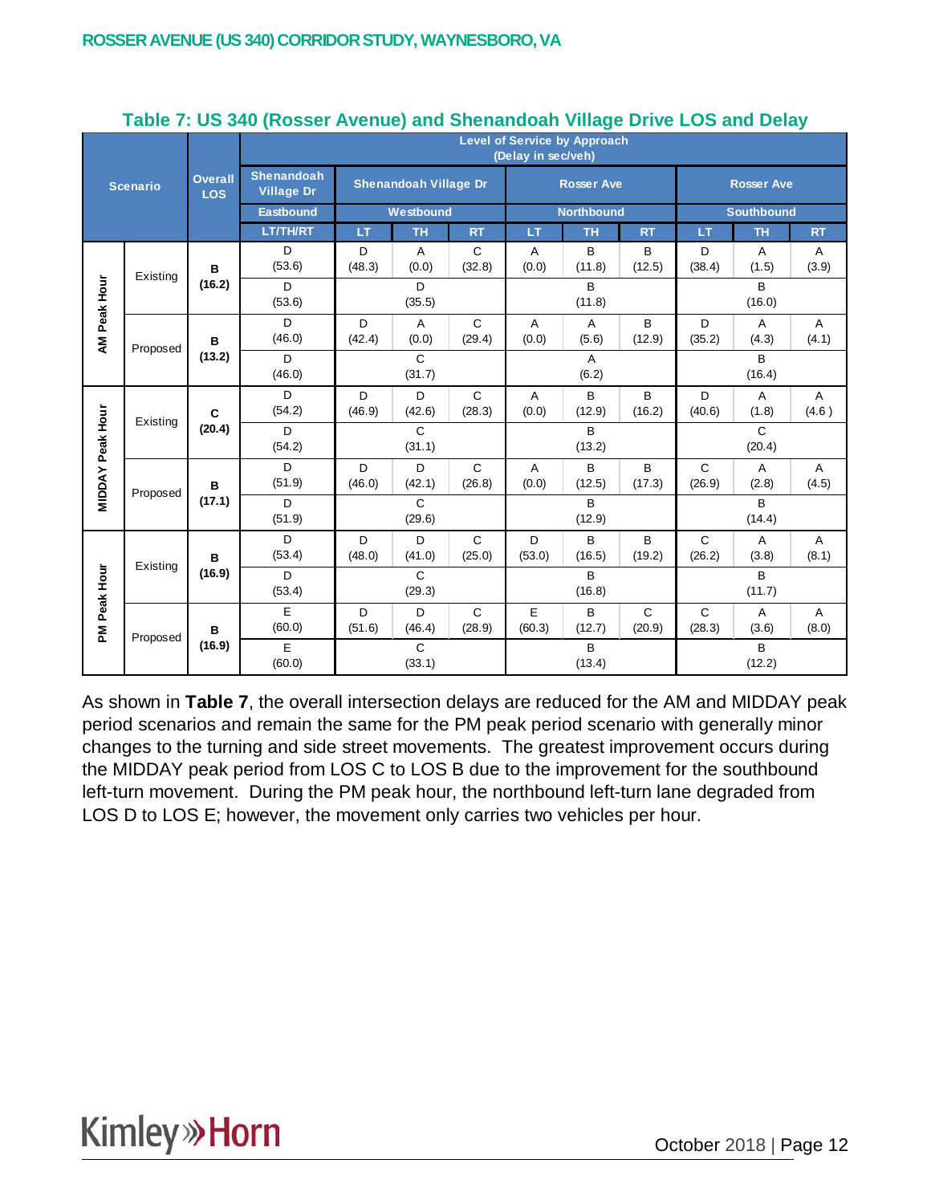ROSSER AVENUE (US 340) CORRIDOR STUDY, WAYNESBORO, VA

### Table 7: US 340 (Rosser Avenue) and Shenandoah Village Drive LOS and Delay

| Scenario | | Overall LOS | Level of Service by Approach (Delay in sec/veh) | | | | | | | | | |
|---|---|---|---|---|---|---|---|---|---|---|---|---|
| | | | Shenandoah Village Dr | Shenandoah Village Dr | | | Rosser Ave | | | Rosser Ave | | |
| | | | Eastbound | Westbound | | | Northbound | | | Southbound | | |
| | | | LT/TH/RT | LT | TH | RT | LT | TH | RT | LT | TH | RT |
| AM Peak Hour | Existing | B (16.2) | D (53.6) | D (48.3) | A (0.0) | C (32.8) | A (0.0) | B (11.8) | B (12.5) | D (38.4) | A (1.5) | A (3.9) |
| | | | D (53.6) | D (35.5) | | | B (11.8) | | | B (16.0) | | |
| | Proposed | B (13.2) | D (46.0) | D (42.4) | A (0.0) | C (29.4) | A (0.0) | A (5.6) | B (12.9) | D (35.2) | A (4.3) | A (4.1) |
| | | | D (46.0) | C (31.7) | | | A (6.2) | | | B (16.4) | | |
| MIDDAY Peak Hour | Existing | C (20.4) | D (54.2) | D (46.9) | D (42.6) | C (28.3) | A (0.0) | B (12.9) | B (16.2) | D (40.6) | A (1.8) | A (4.6 ) |
| | | | D (54.2) | C (31.1) | | | B (13.2) | | | C (20.4) | | |
| | Proposed | B (17.1) | D (51.9) | D (46.0) | D (42.1) | C (26.8) | A (0.0) | B (12.5) | B (17.3) | C (26.9) | A (2.8) | A (4.5) |
| | | | D (51.9) | C (29.6) | | | B (12.9) | | | B (14.4) | | |
| PM Peak Hour | Existing | B (16.9) | D (53.4) | D (48.0) | D (41.0) | C (25.0) | D (53.0) | B (16.5) | B (19.2) | C (26.2) | A (3.8) | A (8.1) |
| | | | D (53.4) | C (29.3) | | | B (16.8) | | | B (11.7) | | |
| | Proposed | B (16.9) | E (60.0) | D (51.6) | D (46.4) | C (28.9) | E (60.3) | B (12.7) | C (20.9) | C (28.3) | A (3.6) | A (8.0) |
| | | | E (60.0) | C (33.1) | | | B (13.4) | | | B (12.2) | | |

As shown in **Table 7**, the overall intersection delays are reduced for the AM and MIDDAY peak period scenarios and remain the same for the PM peak period scenario with generally minor changes to the turning and side street movements. The greatest improvement occurs during the MIDDAY peak period from LOS C to LOS B due to the improvement for the southbound left-turn movement. During the PM peak hour, the northbound left-turn lane degraded from LOS D to LOS E; however, the movement only carries two vehicles per hour.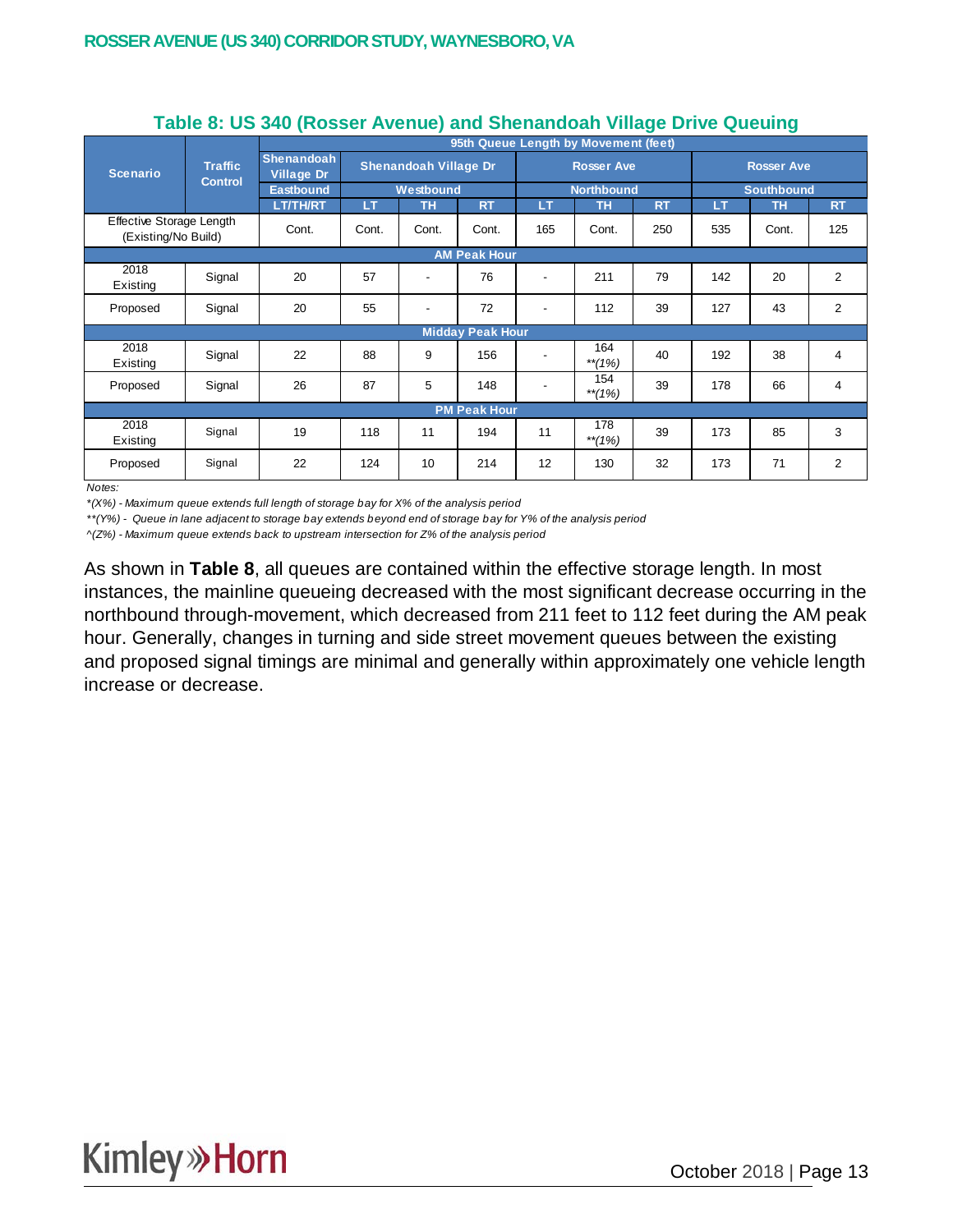### Table 8: US 340 (Rosser Avenue) and Shenandoah Village Drive Queuing

| Scenario | Traffic Control | 95th Queue Length by Movement (feet) | | | | | | | | | |
|---|---|---|---|---|---|---|---|---|---|---|---|
| | | Shenandoah Village Dr | Shenandoah Village Dr | | | Rosser Ave | | | Rosser Ave | | |
| | | Eastbound | Westbound | | | Northbound | | | Southbound | | |
| | | LT/TH/RT | LT | TH | RT | LT | TH | RT | LT | TH | RT |
| Effective Storage Length (Existing/No Build) | | Cont. | Cont. | Cont. | Cont. | 165 | Cont. | 250 | 535 | Cont. | 125 |
| **AM Peak Hour** | | | | | | | | | | | |
| 2018 Existing | Signal | 20 | 57 | - | 76 | - | 211 | 79 | 142 | 20 | 2 |
| Proposed | Signal | 20 | 55 | - | 72 | - | 112 | 39 | 127 | 43 | 2 |
| **Midday Peak Hour** | | | | | | | | | | | |
| 2018 Existing | Signal | 22 | 88 | 9 | 156 | - | 164 *\*\*(1%)* | 40 | 192 | 38 | 4 |
| Proposed | Signal | 26 | 87 | 5 | 148 | - | 154 *\*\*(1%)* | 39 | 178 | 66 | 4 |
| **PM Peak Hour** | | | | | | | | | | | |
| 2018 Existing | Signal | 19 | 118 | 11 | 194 | 11 | 178 *\*\*(1%)* | 39 | 173 | 85 | 3 |
| Proposed | Signal | 22 | 124 | 10 | 214 | 12 | 130 | 32 | 173 | 71 | 2 |

*Notes:*

*\*(X%) - Maximum queue extends full length of storage bay for X% of the analysis period*

*\*\*(Y%) - Queue in lane adjacent to storage bay extends beyond end of storage bay for Y% of the analysis period*

*^(Z%) - Maximum queue extends back to upstream intersection for Z% of the analysis period*

As shown in **Table 8**, all queues are contained within the effective storage length. In most instances, the mainline queueing decreased with the most significant decrease occurring in the northbound through-movement, which decreased from 211 feet to 112 feet during the AM peak hour. Generally, changes in turning and side street movement queues between the existing and proposed signal timings are minimal and generally within approximately one vehicle length increase or decrease.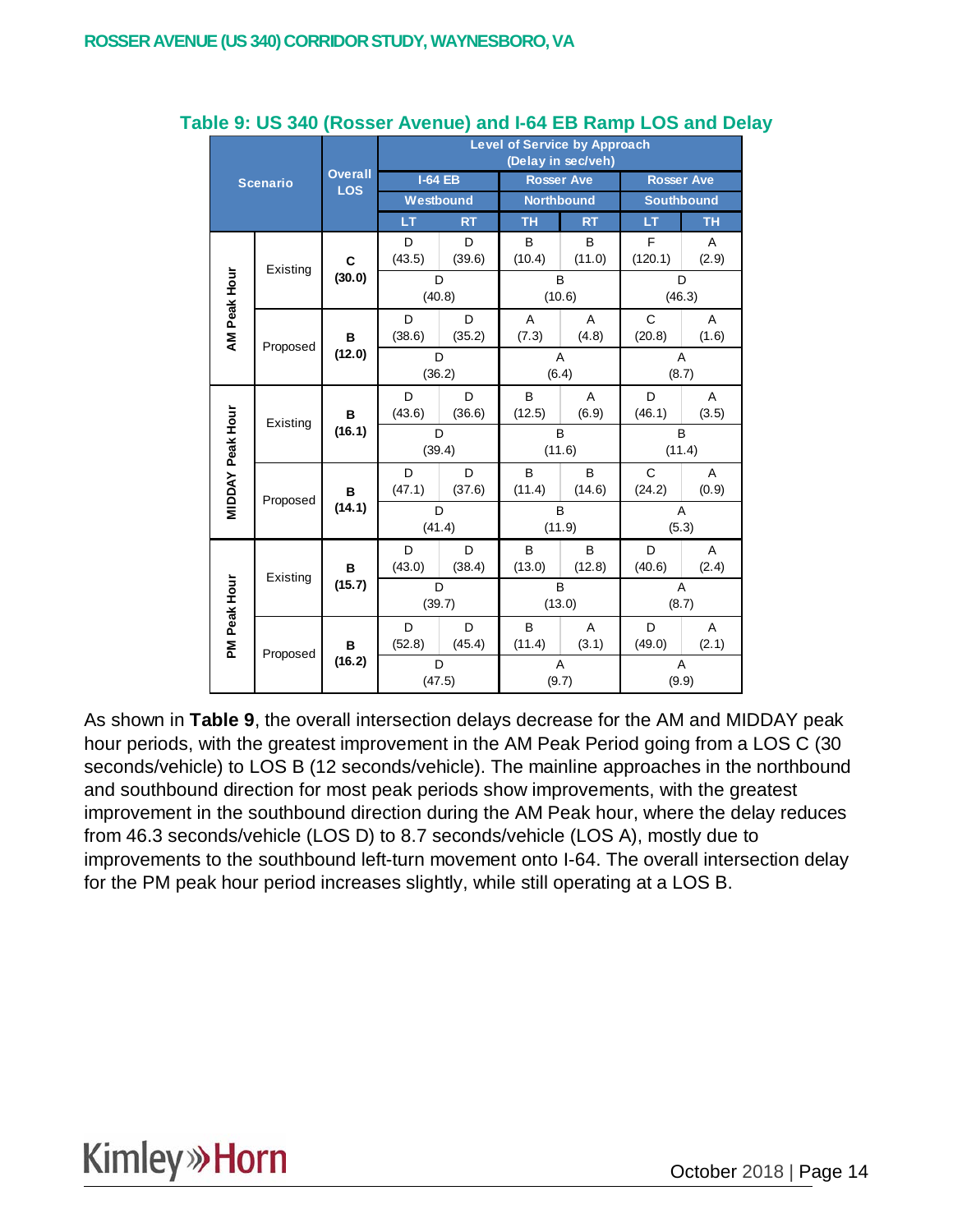**Table 9: US 340 (Rosser Avenue) and I-64 EB Ramp LOS and Delay**

| Scenario | | Overall LOS | Level of Service by Approach (Delay in sec/veh) | | | | | |
|---|---|---|---|---|---|---|---|---|
| | | | I-64 EB Westbound | | Rosser Ave Northbound | | Rosser Ave Southbound | |
| | | | LT | RT | TH | RT | LT | TH |
| AM Peak Hour | Existing | **C (30.0)** | D (43.5) | D (39.6) | B (10.4) | B (11.0) | F (120.1) | A (2.9) |
| | | | D (40.8) | | B (10.6) | | D (46.3) | |
| | Proposed | **B (12.0)** | D (38.6) | D (35.2) | A (7.3) | A (4.8) | C (20.8) | A (1.6) |
| | | | D (36.2) | | A (6.4) | | A (8.7) | |
| MIDDAY Peak Hour | Existing | **B (16.1)** | D (43.6) | D (36.6) | B (12.5) | A (6.9) | D (46.1) | A (3.5) |
| | | | D (39.4) | | B (11.6) | | B (11.4) | |
| | Proposed | **B (14.1)** | D (47.1) | D (37.6) | B (11.4) | B (14.6) | C (24.2) | A (0.9) |
| | | | D (41.4) | | B (11.9) | | A (5.3) | |
| PM Peak Hour | Existing | **B (15.7)** | D (43.0) | D (38.4) | B (13.0) | B (12.8) | D (40.6) | A (2.4) |
| | | | D (39.7) | | B (13.0) | | A (8.7) | |
| | Proposed | **B (16.2)** | D (52.8) | D (45.4) | B (11.4) | A (3.1) | D (49.0) | A (2.1) |
| | | | D (47.5) | | A (9.7) | | A (9.9) | |

As shown in **Table 9**, the overall intersection delays decrease for the AM and MIDDAY peak hour periods, with the greatest improvement in the AM Peak Period going from a LOS C (30 seconds/vehicle) to LOS B (12 seconds/vehicle). The mainline approaches in the northbound and southbound direction for most peak periods show improvements, with the greatest improvement in the southbound direction during the AM Peak hour, where the delay reduces from 46.3 seconds/vehicle (LOS D) to 8.7 seconds/vehicle (LOS A), mostly due to improvements to the southbound left-turn movement onto I-64. The overall intersection delay for the PM peak hour period increases slightly, while still operating at a LOS B.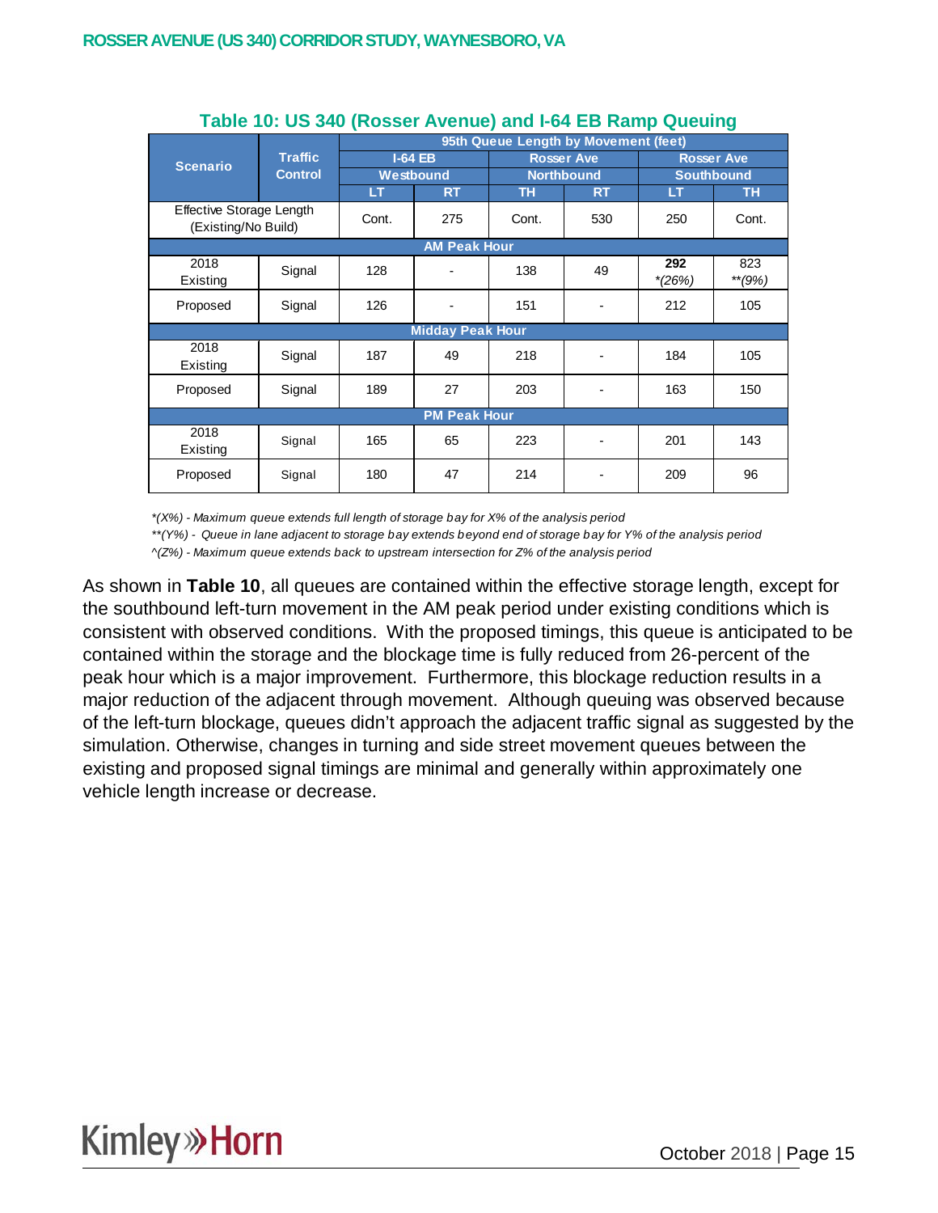**Table 10: US 340 (Rosser Avenue) and I-64 EB Ramp Queuing**

| Scenario | Traffic Control | 95th Queue Length by Movement (feet) | | | | | |
|---|---|---|---|---|---|---|---|
| | | I-64 EB Westbound | | Rosser Ave Northbound | | Rosser Ave Southbound | |
| | | LT | RT | TH | RT | LT | TH |
| Effective Storage Length (Existing/No Build) | | Cont. | 275 | Cont. | 530 | 250 | Cont. |
| **AM Peak Hour** | | | | | | | |
| 2018 Existing | Signal | 128 | - | 138 | 49 | **292** *(26%) | 823 **(9%) |
| Proposed | Signal | 126 | - | 151 | - | 212 | 105 |
| **Midday Peak Hour** | | | | | | | |
| 2018 Existing | Signal | 187 | 49 | 218 | - | 184 | 105 |
| Proposed | Signal | 189 | 27 | 203 | - | 163 | 150 |
| **PM Peak Hour** | | | | | | | |
| 2018 Existing | Signal | 165 | 65 | 223 | - | 201 | 143 |
| Proposed | Signal | 180 | 47 | 214 | - | 209 | 96 |

*\*(X%) - Maximum queue extends full length of storage bay for X% of the analysis period*

*\*\*(Y%) - Queue in lane adjacent to storage bay extends beyond end of storage bay for Y% of the analysis period*

*^(Z%) - Maximum queue extends back to upstream intersection for Z% of the analysis period*

As shown in **Table 10**, all queues are contained within the effective storage length, except for the southbound left-turn movement in the AM peak period under existing conditions which is consistent with observed conditions. With the proposed timings, this queue is anticipated to be contained within the storage and the blockage time is fully reduced from 26-percent of the peak hour which is a major improvement. Furthermore, this blockage reduction results in a major reduction of the adjacent through movement. Although queuing was observed because of the left-turn blockage, queues didn't approach the adjacent traffic signal as suggested by the simulation. Otherwise, changes in turning and side street movement queues between the existing and proposed signal timings are minimal and generally within approximately one vehicle length increase or decrease.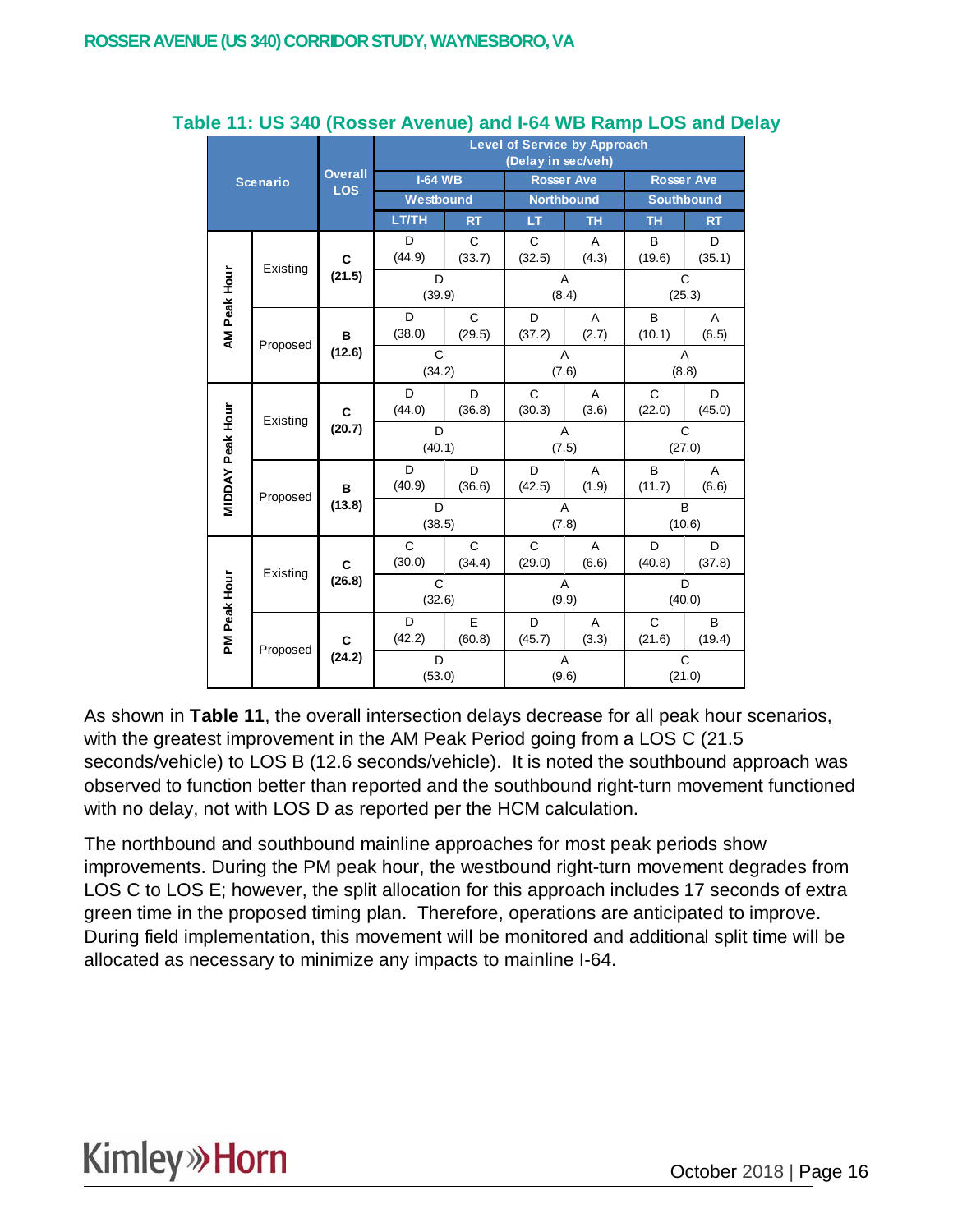**Table 11: US 340 (Rosser Avenue) and I-64 WB Ramp LOS and Delay**

| Scenario | | Overall LOS | Level of Service by Approach (Delay in sec/veh) | | | | | |
|---|---|---|---|---|---|---|---|---|
| | | | I-64 WB Westbound | | Rosser Ave Northbound | | Rosser Ave Southbound | |
| | | | LT/TH | RT | LT | TH | TH | RT |
| AM Peak Hour | Existing | C (21.5) | D (44.9) | C (33.7) | C (32.5) | A (4.3) | B (19.6) | D (35.1) |
| | | | D (39.9) | | A (8.4) | | C (25.3) | |
| | Proposed | B (12.6) | D (38.0) | C (29.5) | D (37.2) | A (2.7) | B (10.1) | A (6.5) |
| | | | C (34.2) | | A (7.6) | | A (8.8) | |
| MIDDAY Peak Hour | Existing | C (20.7) | D (44.0) | D (36.8) | C (30.3) | A (3.6) | C (22.0) | D (45.0) |
| | | | D (40.1) | | A (7.5) | | C (27.0) | |
| | Proposed | B (13.8) | D (40.9) | D (36.6) | D (42.5) | A (1.9) | B (11.7) | A (6.6) |
| | | | D (38.5) | | A (7.8) | | B (10.6) | |
| PM Peak Hour | Existing | C (26.8) | C (30.0) | C (34.4) | C (29.0) | A (6.6) | D (40.8) | D (37.8) |
| | | | C (32.6) | | A (9.9) | | D (40.0) | |
| | Proposed | C (24.2) | D (42.2) | E (60.8) | D (45.7) | A (3.3) | C (21.6) | B (19.4) |
| | | | D (53.0) | | A (9.6) | | C (21.0) | |

As shown in **Table 11**, the overall intersection delays decrease for all peak hour scenarios, with the greatest improvement in the AM Peak Period going from a LOS C (21.5 seconds/vehicle) to LOS B (12.6 seconds/vehicle). It is noted the southbound approach was observed to function better than reported and the southbound right-turn movement functioned with no delay, not with LOS D as reported per the HCM calculation.

The northbound and southbound mainline approaches for most peak periods show improvements. During the PM peak hour, the westbound right-turn movement degrades from LOS C to LOS E; however, the split allocation for this approach includes 17 seconds of extra green time in the proposed timing plan. Therefore, operations are anticipated to improve. During field implementation, this movement will be monitored and additional split time will be allocated as necessary to minimize any impacts to mainline I-64.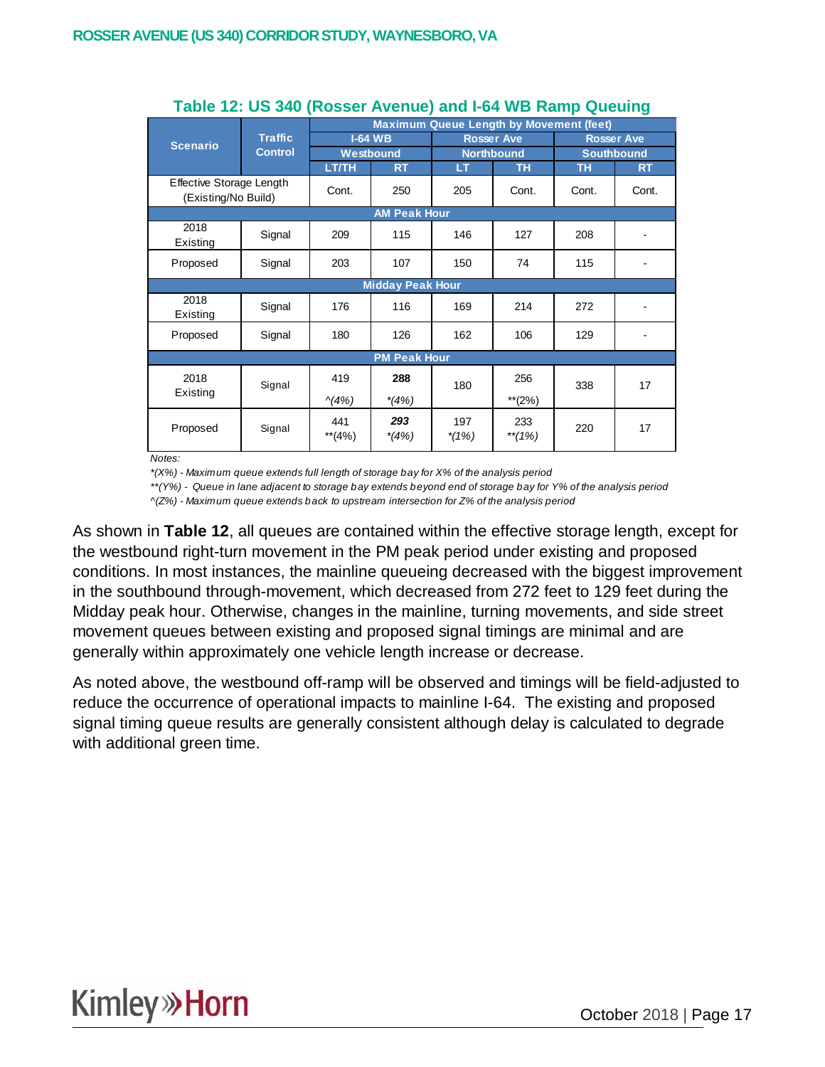### Table 12: US 340 (Rosser Avenue) and I-64 WB Ramp Queuing

| Scenario | Traffic Control | Maximum Queue Length by Movement (feet) | | | | | |
|---|---|---|---|---|---|---|---|
| | | I-64 WB | | Rosser Ave | | Rosser Ave | |
| | | Westbound | | Northbound | | Southbound | |
| | | LT/TH | RT | LT | TH | TH | RT |
| Effective Storage Length (Existing/No Build) | | Cont. | 250 | 205 | Cont. | Cont. | Cont. |
| **AM Peak Hour** | | | | | | | |
| 2018 Existing | Signal | 209 | 115 | 146 | 127 | 208 | - |
| Proposed | Signal | 203 | 107 | 150 | 74 | 115 | - |
| **Midday Peak Hour** | | | | | | | |
| 2018 Existing | Signal | 176 | 116 | 169 | 214 | 272 | - |
| Proposed | Signal | 180 | 126 | 162 | 106 | 129 | - |
| **PM Peak Hour** | | | | | | | |
| 2018 Existing | Signal | 419 *^(4%)* | **288** *\*(4%)* | 180 | 256 **(2%) | 338 | 17 |
| Proposed | Signal | 441 **(4%) | ***293*** *\*(4%)* | 197 *\*(1%)* | 233 *\*\*(1%)* | 220 | 17 |

*Notes:*

*\*(X%) - Maximum queue extends full length of storage bay for X% of the analysis period*

*\*\*(Y%) - Queue in lane adjacent to storage bay extends beyond end of storage bay for Y% of the analysis period*

*^(Z%) - Maximum queue extends back to upstream intersection for Z% of the analysis period*

As shown in **Table 12**, all queues are contained within the effective storage length, except for the westbound right-turn movement in the PM peak period under existing and proposed conditions. In most instances, the mainline queueing decreased with the biggest improvement in the southbound through-movement, which decreased from 272 feet to 129 feet during the Midday peak hour. Otherwise, changes in the mainline, turning movements, and side street movement queues between existing and proposed signal timings are minimal and are generally within approximately one vehicle length increase or decrease.

As noted above, the westbound off-ramp will be observed and timings will be field-adjusted to reduce the occurrence of operational impacts to mainline I-64. The existing and proposed signal timing queue results are generally consistent although delay is calculated to degrade with additional green time.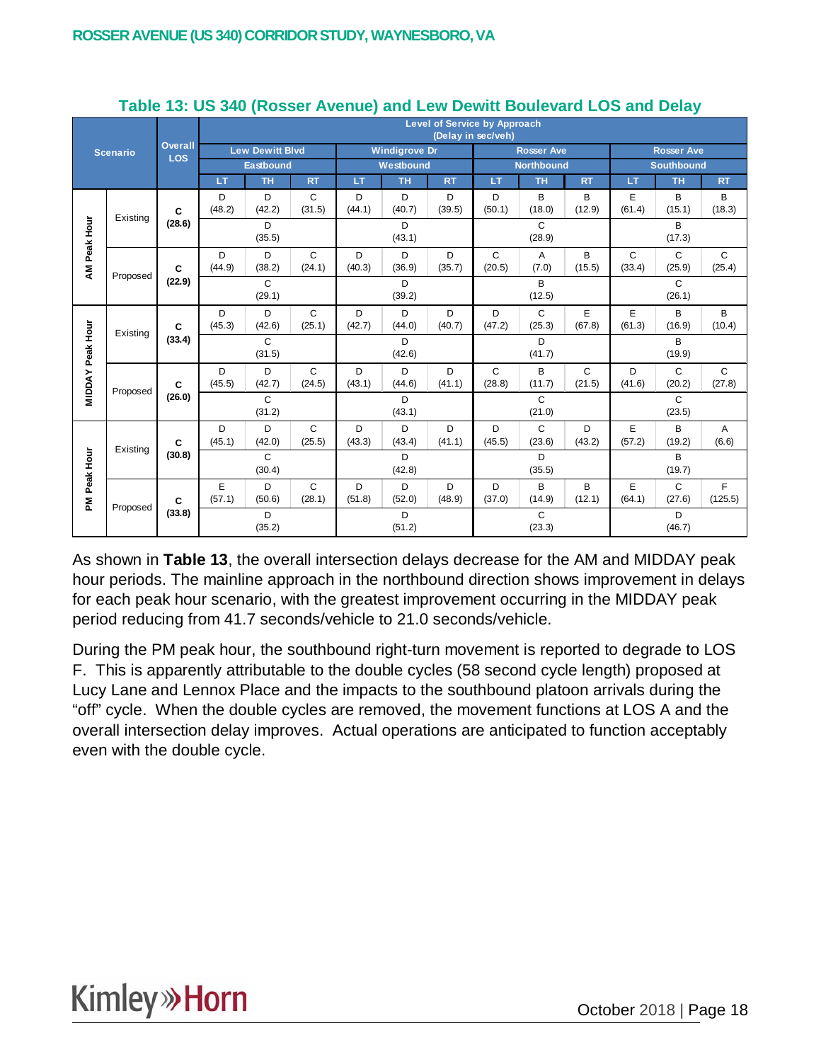# Table 13: US 340 (Rosser Avenue) and Lew Dewitt Boulevard LOS and Delay

| Scenario | | Overall LOS | Level of Service by Approach (Delay in sec/veh) | | | | | | | | | | | |
|---|---|---|---|---|---|---|---|---|---|---|---|---|---|---|
| | | | Lew Dewitt Blvd | | | Windigrove Dr | | | Rosser Ave | | | Rosser Ave | | |
| | | | Eastbound | | | Westbound | | | Northbound | | | Southbound | | |
| | | | LT | TH | RT | LT | TH | RT | LT | TH | RT | LT | TH | RT |
| AM Peak Hour | Existing | C (28.6) | D (48.2) | D (42.2) | C (31.5) | D (44.1) | D (40.7) | D (39.5) | D (50.1) | B (18.0) | B (12.9) | E (61.4) | B (15.1) | B (18.3) |
| | | | D (35.5) | | | D (43.1) | | | C (28.9) | | | B (17.3) | | |
| | Proposed | C (22.9) | D (44.9) | D (38.2) | C (24.1) | D (40.3) | D (36.9) | D (35.7) | C (20.5) | A (7.0) | B (15.5) | C (33.4) | C (25.9) | C (25.4) |
| | | | C (29.1) | | | D (39.2) | | | B (12.5) | | | C (26.1) | | |
| MIDDAY Peak Hour | Existing | C (33.4) | D (45.3) | D (42.6) | C (25.1) | D (42.7) | D (44.0) | D (40.7) | D (47.2) | C (25.3) | E (67.8) | E (61.3) | B (16.9) | B (10.4) |
| | | | C (31.5) | | | D (42.6) | | | D (41.7) | | | B (19.9) | | |
| | Proposed | C (26.0) | D (45.5) | D (42.7) | C (24.5) | D (43.1) | D (44.6) | D (41.1) | C (28.8) | B (11.7) | C (21.5) | D (41.6) | C (20.2) | C (27.8) |
| | | | C (31.2) | | | D (43.1) | | | C (21.0) | | | C (23.5) | | |
| PM Peak Hour | Existing | C (30.8) | D (45.1) | D (42.0) | C (25.5) | D (43.3) | D (43.4) | D (41.1) | D (45.5) | C (23.6) | D (43.2) | E (57.2) | B (19.2) | A (6.6) |
| | | | C (30.4) | | | D (42.8) | | | D (35.5) | | | B (19.7) | | |
| | Proposed | C (33.8) | E (57.1) | D (50.6) | C (28.1) | D (51.8) | D (52.0) | D (48.9) | D (37.0) | B (14.9) | B (12.1) | E (64.1) | C (27.6) | F (125.5) |
| | | | D (35.2) | | | D (51.2) | | | C (23.3) | | | D (46.7) | | |

As shown in **Table 13**, the overall intersection delays decrease for the AM and MIDDAY peak hour periods. The mainline approach in the northbound direction shows improvement in delays for each peak hour scenario, with the greatest improvement occurring in the MIDDAY peak period reducing from 41.7 seconds/vehicle to 21.0 seconds/vehicle.

During the PM peak hour, the southbound right-turn movement is reported to degrade to LOS F. This is apparently attributable to the double cycles (58 second cycle length) proposed at Lucy Lane and Lennox Place and the impacts to the southbound platoon arrivals during the "off" cycle. When the double cycles are removed, the movement functions at LOS A and the overall intersection delay improves. Actual operations are anticipated to function acceptably even with the double cycle.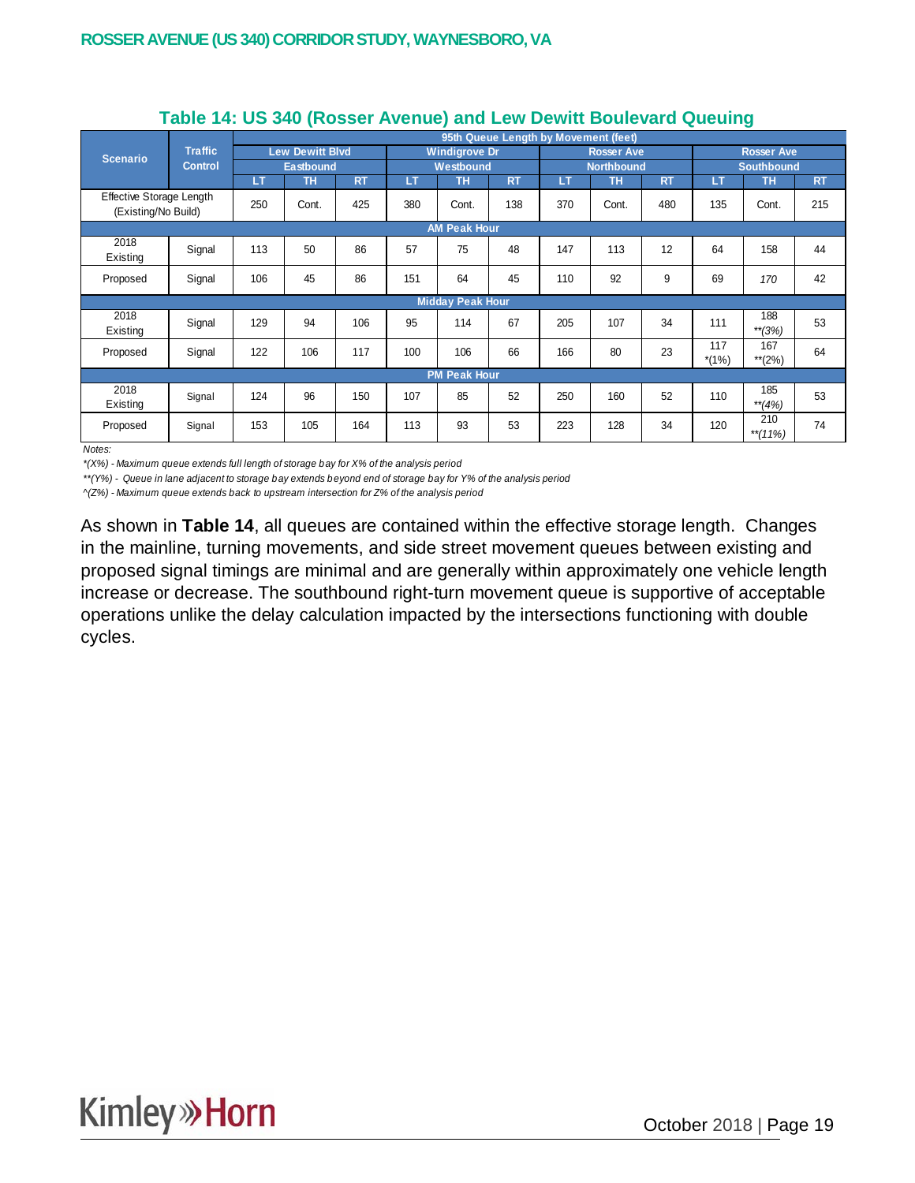## Table 14: US 340 (Rosser Avenue) and Lew Dewitt Boulevard Queuing

| Scenario | Traffic Control | 95th Queue Length by Movement (feet) | | | | | | | | | | | |
|---|---|---|---|---|---|---|---|---|---|---|---|---|---|
| | | Lew Dewitt Blvd Eastbound | | | Windigrove Dr Westbound | | | Rosser Ave Northbound | | | Rosser Ave Southbound | | |
| | | LT | TH | RT | LT | TH | RT | LT | TH | RT | LT | TH | RT |
| Effective Storage Length (Existing/No Build) | | 250 | Cont. | 425 | 380 | Cont. | 138 | 370 | Cont. | 480 | 135 | Cont. | 215 |
| **AM Peak Hour** | | | | | | | | | | | | | |
| 2018 Existing | Signal | 113 | 50 | 86 | 57 | 75 | 48 | 147 | 113 | 12 | 64 | 158 | 44 |
| Proposed | Signal | 106 | 45 | 86 | 151 | 64 | 45 | 110 | 92 | 9 | 69 | *170* | 42 |
| **Midday Peak Hour** | | | | | | | | | | | | | |
| 2018 Existing | Signal | 129 | 94 | 106 | 95 | 114 | 67 | 205 | 107 | 34 | 111 | 188 *\*\*(3%)* | 53 |
| Proposed | Signal | 122 | 106 | 117 | 100 | 106 | 66 | 166 | 80 | 23 | 117 *(1%) | 167 **(2%) | 64 |
| **PM Peak Hour** | | | | | | | | | | | | | |
| 2018 Existing | Signal | 124 | 96 | 150 | 107 | 85 | 52 | 250 | 160 | 52 | 110 | 185 *\*\*(4%)* | 53 |
| Proposed | Signal | 153 | 105 | 164 | 113 | 93 | 53 | 223 | 128 | 34 | 120 | 210 *\*\*(11%)* | 74 |

*Notes:*

*\*(X%) - Maximum queue extends full length of storage bay for X% of the analysis period*

*\*\*(Y%) - Queue in lane adjacent to storage bay extends beyond end of storage bay for Y% of the analysis period*

*^(Z%) - Maximum queue extends back to upstream intersection for Z% of the analysis period*

As shown in **Table 14**, all queues are contained within the effective storage length. Changes in the mainline, turning movements, and side street movement queues between existing and proposed signal timings are minimal and are generally within approximately one vehicle length increase or decrease. The southbound right-turn movement queue is supportive of acceptable operations unlike the delay calculation impacted by the intersections functioning with double cycles.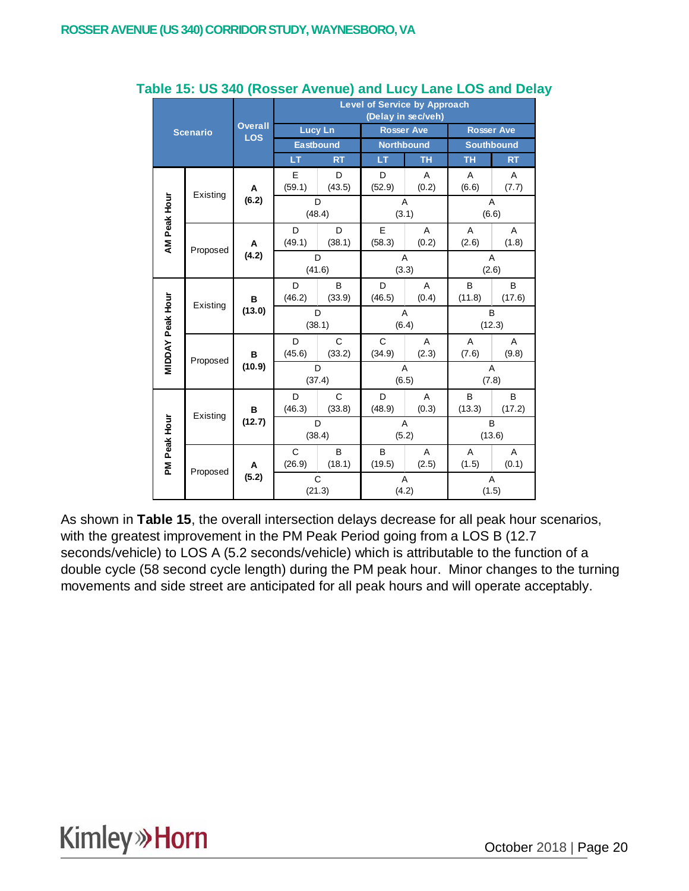**Table 15: US 340 (Rosser Avenue) and Lucy Lane LOS and Delay**

| Scenario | | Overall LOS | Level of Service by Approach (Delay in sec/veh) | | | | | |
|---|---|---|---|---|---|---|---|---|
| | | | Lucy Ln Eastbound | | Rosser Ave Northbound | | Rosser Ave Southbound | |
| | | | LT | RT | LT | TH | TH | RT |
| AM Peak Hour | Existing | **A (6.2)** | E (59.1) | D (43.5) | D (52.9) | A (0.2) | A (6.6) | A (7.7) |
| | | | D (48.4) | | A (3.1) | | A (6.6) | |
| | Proposed | **A (4.2)** | D (49.1) | D (38.1) | E (58.3) | A (0.2) | A (2.6) | A (1.8) |
| | | | D (41.6) | | A (3.3) | | A (2.6) | |
| MIDDAY Peak Hour | Existing | **B (13.0)** | D (46.2) | B (33.9) | D (46.5) | A (0.4) | B (11.8) | B (17.6) |
| | | | D (38.1) | | A (6.4) | | B (12.3) | |
| | Proposed | **B (10.9)** | D (45.6) | C (33.2) | C (34.9) | A (2.3) | A (7.6) | A (9.8) |
| | | | D (37.4) | | A (6.5) | | A (7.8) | |
| PM Peak Hour | Existing | **B (12.7)** | D (46.3) | C (33.8) | D (48.9) | A (0.3) | B (13.3) | B (17.2) |
| | | | D (38.4) | | A (5.2) | | B (13.6) | |
| | Proposed | **A (5.2)** | C (26.9) | B (18.1) | B (19.5) | A (2.5) | A (1.5) | A (0.1) |
| | | | C (21.3) | | A (4.2) | | A (1.5) | |

As shown in **Table 15**, the overall intersection delays decrease for all peak hour scenarios, with the greatest improvement in the PM Peak Period going from a LOS B (12.7 seconds/vehicle) to LOS A (5.2 seconds/vehicle) which is attributable to the function of a double cycle (58 second cycle length) during the PM peak hour. Minor changes to the turning movements and side street are anticipated for all peak hours and will operate acceptably.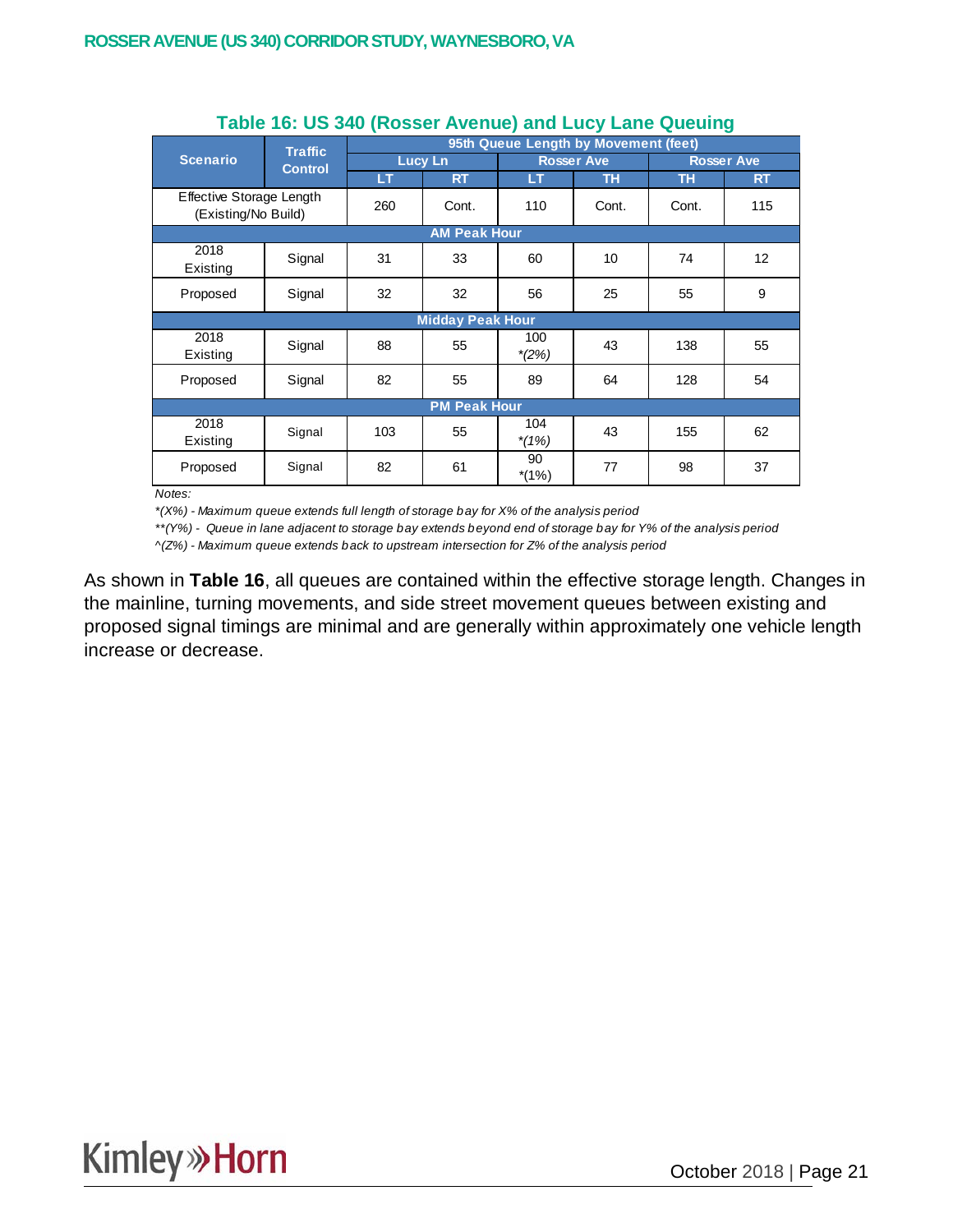### Table 16: US 340 (Rosser Avenue) and Lucy Lane Queuing

| Scenario | Traffic Control | 95th Queue Length by Movement (feet) | | | | | |
|---|---|---|---|---|---|---|---|
| | | Lucy Ln | | Rosser Ave | | Rosser Ave | |
| | | LT | RT | LT | TH | TH | RT |
| Effective Storage Length (Existing/No Build) | | 260 | Cont. | 110 | Cont. | Cont. | 115 |
| **AM Peak Hour** | | | | | | | |
| 2018 Existing | Signal | 31 | 33 | 60 | 10 | 74 | 12 |
| Proposed | Signal | 32 | 32 | 56 | 25 | 55 | 9 |
| **Midday Peak Hour** | | | | | | | |
| 2018 Existing | Signal | 88 | 55 | 100 *(2%) | 43 | 138 | 55 |
| Proposed | Signal | 82 | 55 | 89 | 64 | 128 | 54 |
| **PM Peak Hour** | | | | | | | |
| 2018 Existing | Signal | 103 | 55 | 104 *(1%) | 43 | 155 | 62 |
| Proposed | Signal | 82 | 61 | 90 *(1%) | 77 | 98 | 37 |

*Notes:*

*\*(X%) - Maximum queue extends full length of storage bay for X% of the analysis period*

*\*\*(Y%) - Queue in lane adjacent to storage bay extends beyond end of storage bay for Y% of the analysis period*

*^(Z%) - Maximum queue extends back to upstream intersection for Z% of the analysis period*

As shown in **Table 16**, all queues are contained within the effective storage length. Changes in the mainline, turning movements, and side street movement queues between existing and proposed signal timings are minimal and are generally within approximately one vehicle length increase or decrease.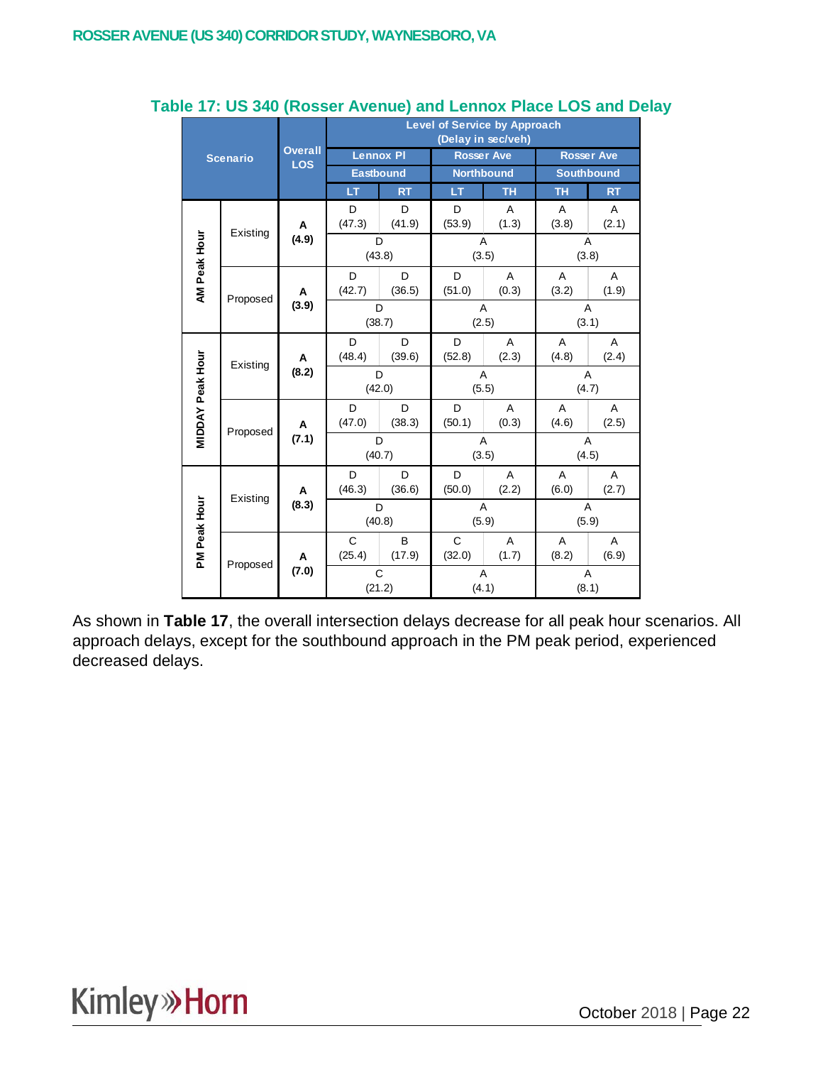### Table 17: US 340 (Rosser Avenue) and Lennox Place LOS and Delay

| Scenario | | Overall LOS | Level of Service by Approach (Delay in sec/veh) | | | | | |
|---|---|---|---|---|---|---|---|---|
| | | | Lennox Pl | | Rosser Ave | | Rosser Ave | |
| | | | Eastbound | | Northbound | | Southbound | |
| | | | LT | RT | LT | TH | TH | RT |
| AM Peak Hour | Existing | **A (4.9)** | D (47.3) | D (41.9) | D (53.9) | A (1.3) | A (3.8) | A (2.1) |
| | | | D (43.8) | | A (3.5) | | A (3.8) | |
| | Proposed | **A (3.9)** | D (42.7) | D (36.5) | D (51.0) | A (0.3) | A (3.2) | A (1.9) |
| | | | D (38.7) | | A (2.5) | | A (3.1) | |
| MIDDAY Peak Hour | Existing | **A (8.2)** | D (48.4) | D (39.6) | D (52.8) | A (2.3) | A (4.8) | A (2.4) |
| | | | D (42.0) | | A (5.5) | | A (4.7) | |
| | Proposed | **A (7.1)** | D (47.0) | D (38.3) | D (50.1) | A (0.3) | A (4.6) | A (2.5) |
| | | | D (40.7) | | A (3.5) | | A (4.5) | |
| PM Peak Hour | Existing | **A (8.3)** | D (46.3) | D (36.6) | D (50.0) | A (2.2) | A (6.0) | A (2.7) |
| | | | D (40.8) | | A (5.9) | | A (5.9) | |
| | Proposed | **A (7.0)** | C (25.4) | B (17.9) | C (32.0) | A (1.7) | A (8.2) | A (6.9) |
| | | | C (21.2) | | A (4.1) | | A (8.1) | |

As shown in **Table 17**, the overall intersection delays decrease for all peak hour scenarios. All approach delays, except for the southbound approach in the PM peak period, experienced decreased delays.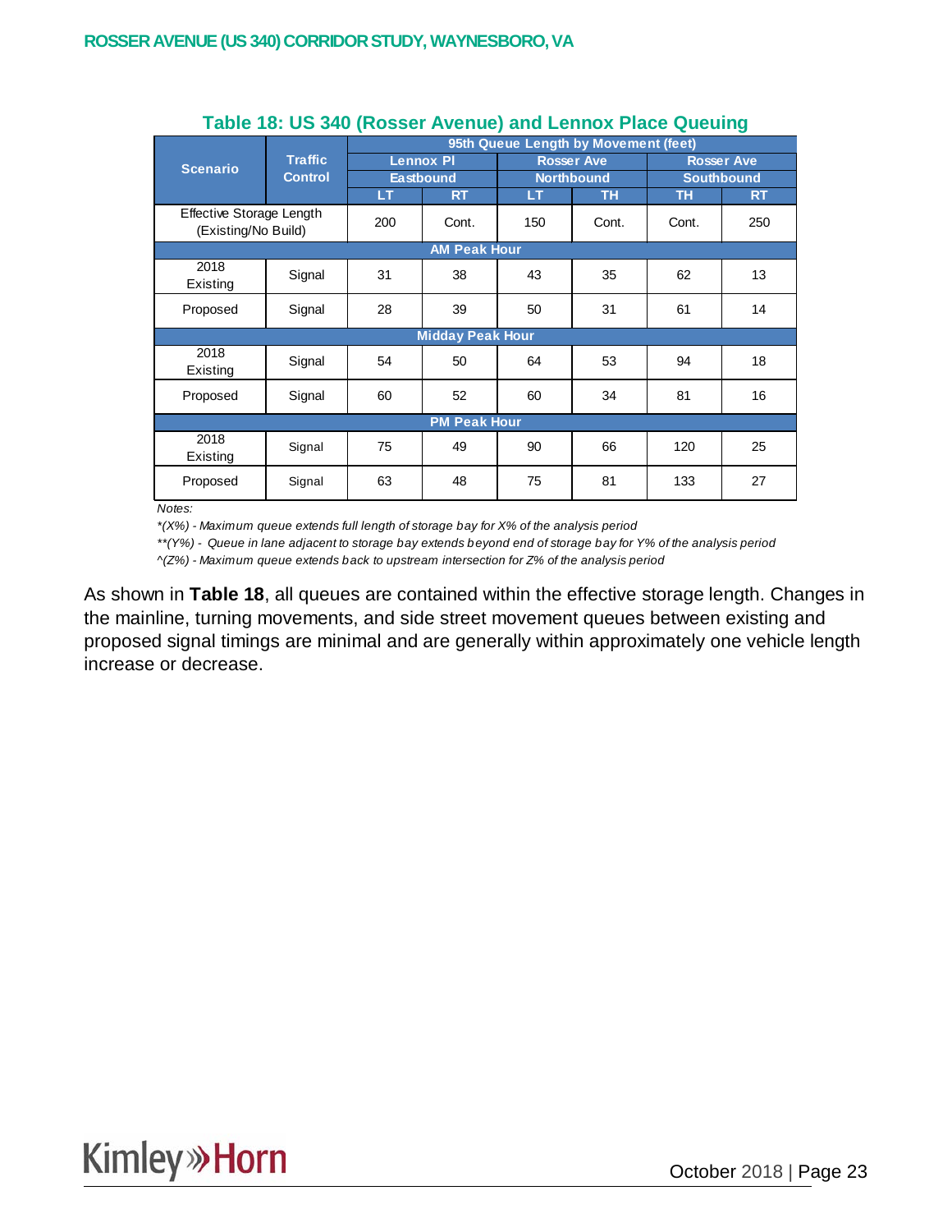**Table 18: US 340 (Rosser Avenue) and Lennox Place Queuing**

| Scenario | Traffic Control | 95th Queue Length by Movement (feet) | | | | | |
|---|---|---|---|---|---|---|---|
| | | Lennox Pl Eastbound | | Rosser Ave Northbound | | Rosser Ave Southbound | |
| | | LT | RT | LT | TH | TH | RT |
| Effective Storage Length (Existing/No Build) | | 200 | Cont. | 150 | Cont. | Cont. | 250 |
| **AM Peak Hour** | | | | | | | |
| 2018 Existing | Signal | 31 | 38 | 43 | 35 | 62 | 13 |
| Proposed | Signal | 28 | 39 | 50 | 31 | 61 | 14 |
| **Midday Peak Hour** | | | | | | | |
| 2018 Existing | Signal | 54 | 50 | 64 | 53 | 94 | 18 |
| Proposed | Signal | 60 | 52 | 60 | 34 | 81 | 16 |
| **PM Peak Hour** | | | | | | | |
| 2018 Existing | Signal | 75 | 49 | 90 | 66 | 120 | 25 |
| Proposed | Signal | 63 | 48 | 75 | 81 | 133 | 27 |

*Notes:*

*\*(X%) - Maximum queue extends full length of storage bay for X% of the analysis period*

*\*\*(Y%) - Queue in lane adjacent to storage bay extends beyond end of storage bay for Y% of the analysis period*

*^(Z%) - Maximum queue extends back to upstream intersection for Z% of the analysis period*

As shown in **Table 18**, all queues are contained within the effective storage length. Changes in the mainline, turning movements, and side street movement queues between existing and proposed signal timings are minimal and are generally within approximately one vehicle length increase or decrease.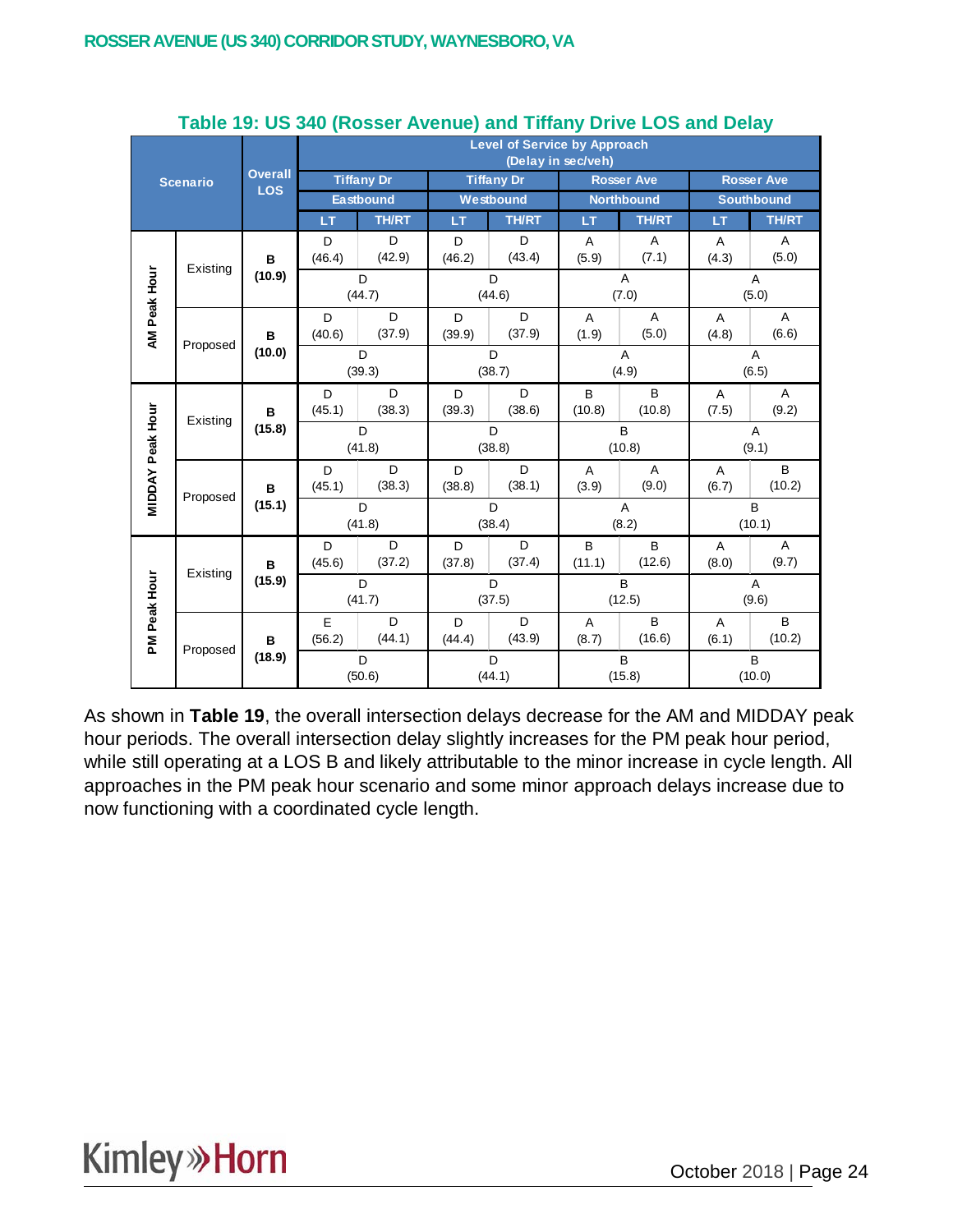### Table 19: US 340 (Rosser Avenue) and Tiffany Drive LOS and Delay

| Scenario | | Overall LOS | Level of Service by Approach (Delay in sec/veh) | | | | | | | |
|---|---|---|---|---|---|---|---|---|---|---|
| | | | Tiffany Dr Eastbound | | Tiffany Dr Westbound | | Rosser Ave Northbound | | Rosser Ave Southbound | |
| | | | LT | TH/RT | LT | TH/RT | LT | TH/RT | LT | TH/RT |
| AM Peak Hour | Existing | **B (10.9)** | D (46.4) | D (42.9) | D (46.2) | D (43.4) | A (5.9) | A (7.1) | A (4.3) | A (5.0) |
| | | | D (44.7) | | D (44.6) | | A (7.0) | | A (5.0) | |
| | Proposed | **B (10.0)** | D (40.6) | D (37.9) | D (39.9) | D (37.9) | A (1.9) | A (5.0) | A (4.8) | A (6.6) |
| | | | D (39.3) | | D (38.7) | | A (4.9) | | A (6.5) | |
| MIDDAY Peak Hour | Existing | **B (15.8)** | D (45.1) | D (38.3) | D (39.3) | D (38.6) | B (10.8) | B (10.8) | A (7.5) | A (9.2) |
| | | | D (41.8) | | D (38.8) | | B (10.8) | | A (9.1) | |
| | Proposed | **B (15.1)** | D (45.1) | D (38.3) | D (38.8) | D (38.1) | A (3.9) | A (9.0) | A (6.7) | B (10.2) |
| | | | D (41.8) | | D (38.4) | | A (8.2) | | B (10.1) | |
| PM Peak Hour | Existing | **B (15.9)** | D (45.6) | D (37.2) | D (37.8) | D (37.4) | B (11.1) | B (12.6) | A (8.0) | A (9.7) |
| | | | D (41.7) | | D (37.5) | | B (12.5) | | A (9.6) | |
| | Proposed | **B (18.9)** | E (56.2) | D (44.1) | D (44.4) | D (43.9) | A (8.7) | B (16.6) | A (6.1) | B (10.2) |
| | | | D (50.6) | | D (44.1) | | B (15.8) | | B (10.0) | |

As shown in **Table 19**, the overall intersection delays decrease for the AM and MIDDAY peak hour periods. The overall intersection delay slightly increases for the PM peak hour period, while still operating at a LOS B and likely attributable to the minor increase in cycle length. All approaches in the PM peak hour scenario and some minor approach delays increase due to now functioning with a coordinated cycle length.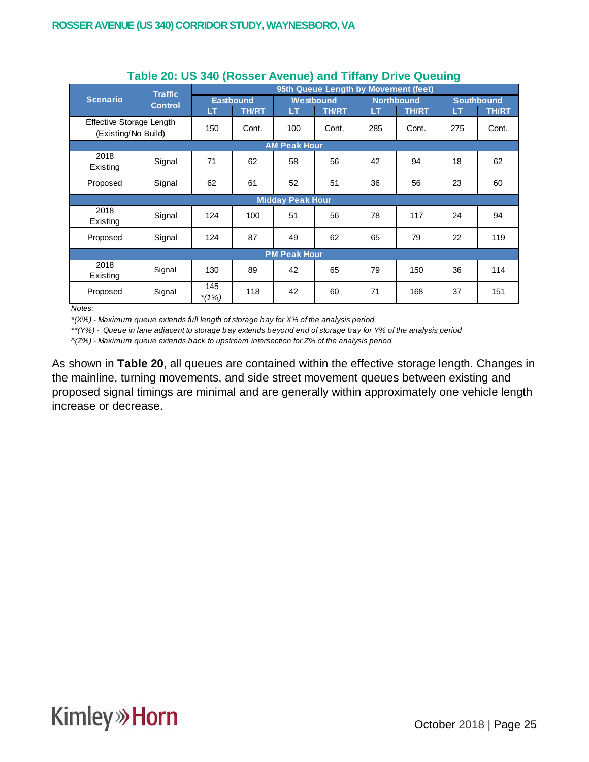**Table 20: US 340 (Rosser Avenue) and Tiffany Drive Queuing**

| Scenario | Traffic Control | 95th Queue Length by Movement (feet) | | | | | | | |
|---|---|---|---|---|---|---|---|---|---|
| | | Eastbound | | Westbound | | Northbound | | Southbound | |
| | | LT | TH/RT | LT | TH/RT | LT | TH/RT | LT | TH/RT |
| Effective Storage Length (Existing/No Build) | | 150 | Cont. | 100 | Cont. | 285 | Cont. | 275 | Cont. |
| **AM Peak Hour** | | | | | | | | | |
| 2018 Existing | Signal | 71 | 62 | 58 | 56 | 42 | 94 | 18 | 62 |
| Proposed | Signal | 62 | 61 | 52 | 51 | 36 | 56 | 23 | 60 |
| **Midday Peak Hour** | | | | | | | | | |
| 2018 Existing | Signal | 124 | 100 | 51 | 56 | 78 | 117 | 24 | 94 |
| Proposed | Signal | 124 | 87 | 49 | 62 | 65 | 79 | 22 | 119 |
| **PM Peak Hour** | | | | | | | | | |
| 2018 Existing | Signal | 130 | 89 | 42 | 65 | 79 | 150 | 36 | 114 |
| Proposed | Signal | 145 *(1%) | 118 | 42 | 60 | 71 | 168 | 37 | 151 |

*Notes:*

*\*(X%) - Maximum queue extends full length of storage bay for X% of the analysis period*

*\*\*(Y%) - Queue in lane adjacent to storage bay extends beyond end of storage bay for Y% of the analysis period*

*^(Z%) - Maximum queue extends back to upstream intersection for Z% of the analysis period*

As shown in **Table 20**, all queues are contained within the effective storage length. Changes in the mainline, turning movements, and side street movement queues between existing and proposed signal timings are minimal and are generally within approximately one vehicle length increase or decrease.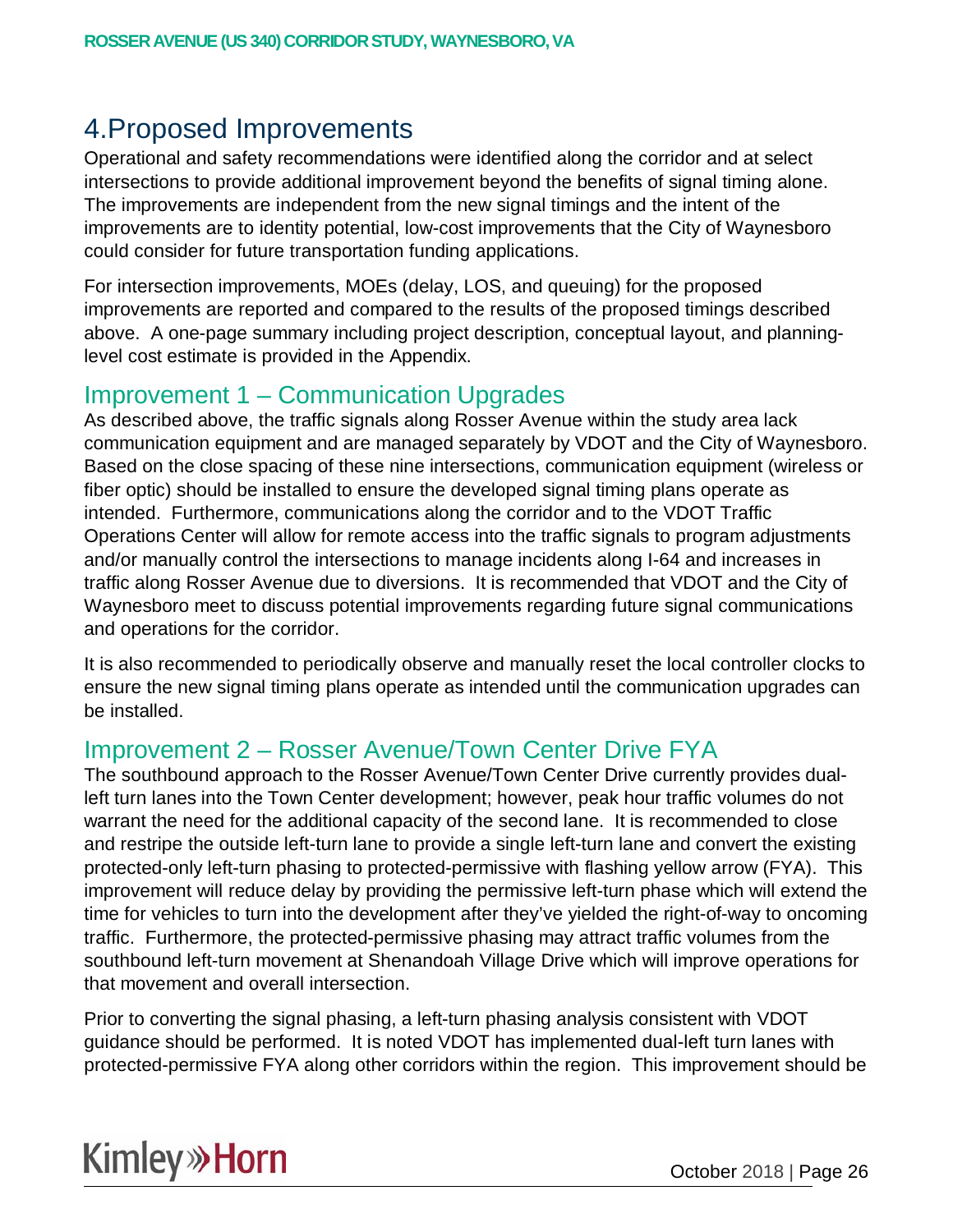# 4.Proposed Improvements

Operational and safety recommendations were identified along the corridor and at select intersections to provide additional improvement beyond the benefits of signal timing alone. The improvements are independent from the new signal timings and the intent of the improvements are to identity potential, low-cost improvements that the City of Waynesboro could consider for future transportation funding applications.

For intersection improvements, MOEs (delay, LOS, and queuing) for the proposed improvements are reported and compared to the results of the proposed timings described above. A one-page summary including project description, conceptual layout, and planning-level cost estimate is provided in the Appendix.

## Improvement 1 – Communication Upgrades

As described above, the traffic signals along Rosser Avenue within the study area lack communication equipment and are managed separately by VDOT and the City of Waynesboro. Based on the close spacing of these nine intersections, communication equipment (wireless or fiber optic) should be installed to ensure the developed signal timing plans operate as intended. Furthermore, communications along the corridor and to the VDOT Traffic Operations Center will allow for remote access into the traffic signals to program adjustments and/or manually control the intersections to manage incidents along I-64 and increases in traffic along Rosser Avenue due to diversions. It is recommended that VDOT and the City of Waynesboro meet to discuss potential improvements regarding future signal communications and operations for the corridor.

It is also recommended to periodically observe and manually reset the local controller clocks to ensure the new signal timing plans operate as intended until the communication upgrades can be installed.

## Improvement 2 – Rosser Avenue/Town Center Drive FYA

The southbound approach to the Rosser Avenue/Town Center Drive currently provides dual-left turn lanes into the Town Center development; however, peak hour traffic volumes do not warrant the need for the additional capacity of the second lane. It is recommended to close and restripe the outside left-turn lane to provide a single left-turn lane and convert the existing protected-only left-turn phasing to protected-permissive with flashing yellow arrow (FYA). This improvement will reduce delay by providing the permissive left-turn phase which will extend the time for vehicles to turn into the development after they've yielded the right-of-way to oncoming traffic. Furthermore, the protected-permissive phasing may attract traffic volumes from the southbound left-turn movement at Shenandoah Village Drive which will improve operations for that movement and overall intersection.

Prior to converting the signal phasing, a left-turn phasing analysis consistent with VDOT guidance should be performed. It is noted VDOT has implemented dual-left turn lanes with protected-permissive FYA along other corridors within the region. This improvement should be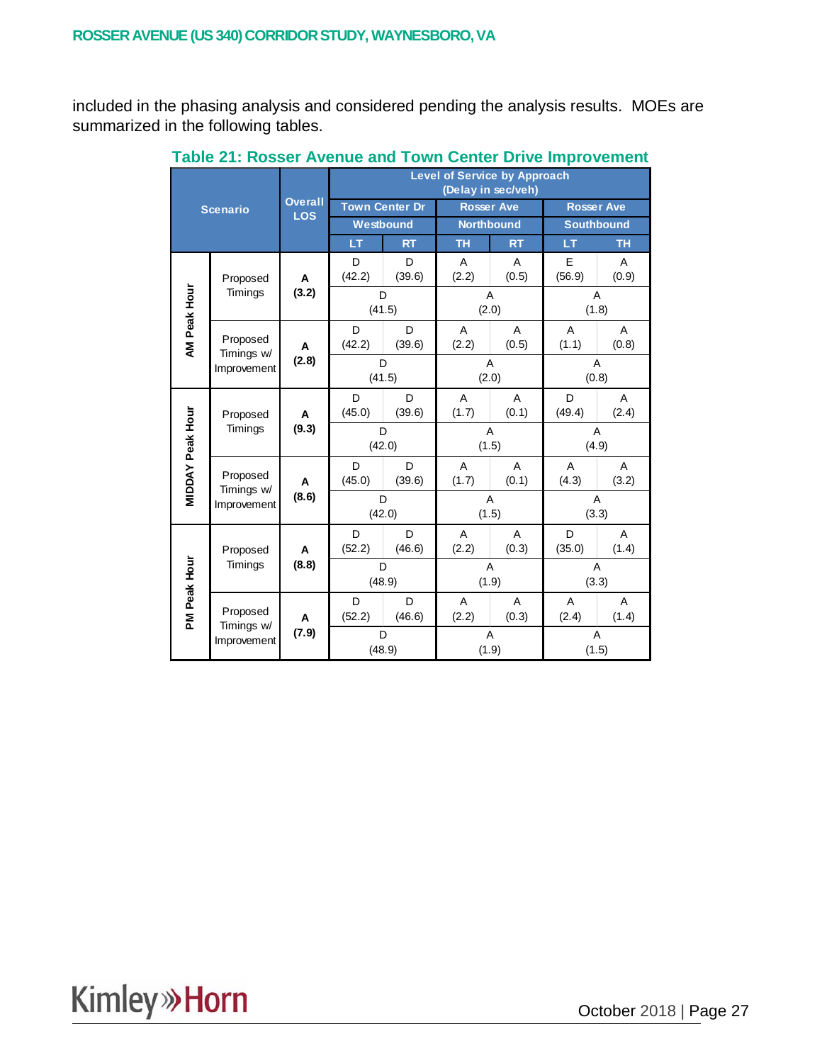included in the phasing analysis and considered pending the analysis results. MOEs are summarized in the following tables.

**Table 21: Rosser Avenue and Town Center Drive Improvement**

| Scenario | | Overall LOS | Level of Service by Approach (Delay in sec/veh) | | | | | |
|---|---|---|---|---|---|---|---|---|
| | | | Town Center Dr | | Rosser Ave | | Rosser Ave | |
| | | | Westbound | | Northbound | | Southbound | |
| | | | LT | RT | TH | RT | LT | TH |
| AM Peak Hour | Proposed Timings | A (3.2) | D (42.2) | D (39.6) | A (2.2) | A (0.5) | E (56.9) | A (0.9) |
| | | | D (41.5) | | A (2.0) | | A (1.8) | |
| | Proposed Timings w/ Improvement | A (2.8) | D (42.2) | D (39.6) | A (2.2) | A (0.5) | A (1.1) | A (0.8) |
| | | | D (41.5) | | A (2.0) | | A (0.8) | |
| MIDDAY Peak Hour | Proposed Timings | A (9.3) | D (45.0) | D (39.6) | A (1.7) | A (0.1) | D (49.4) | A (2.4) |
| | | | D (42.0) | | A (1.5) | | A (4.9) | |
| | Proposed Timings w/ Improvement | A (8.6) | D (45.0) | D (39.6) | A (1.7) | A (0.1) | A (4.3) | A (3.2) |
| | | | D (42.0) | | A (1.5) | | A (3.3) | |
| PM Peak Hour | Proposed Timings | A (8.8) | D (52.2) | D (46.6) | A (2.2) | A (0.3) | D (35.0) | A (1.4) |
| | | | D (48.9) | | A (1.9) | | A (3.3) | |
| | Proposed Timings w/ Improvement | A (7.9) | D (52.2) | D (46.6) | A (2.2) | A (0.3) | A (2.4) | A (1.4) |
| | | | D (48.9) | | A (1.9) | | A (1.5) | |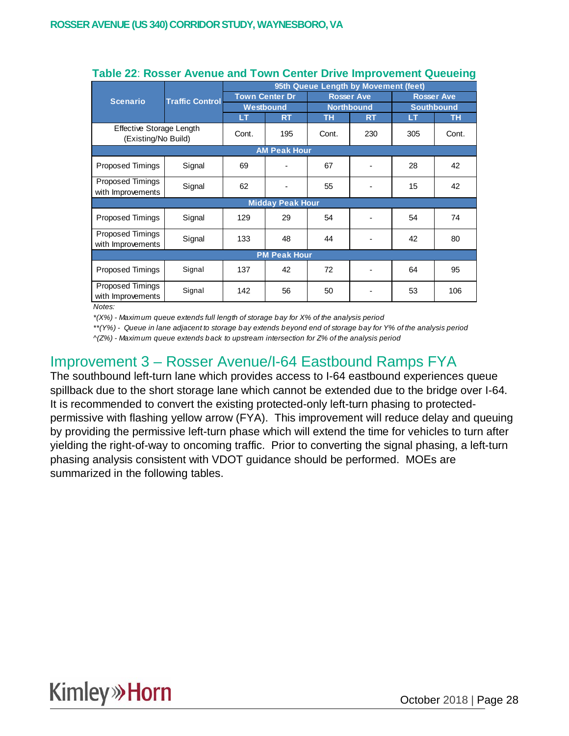**Table 22: Rosser Avenue and Town Center Drive Improvement Queueing**

| Scenario | Traffic Control | 95th Queue Length by Movement (feet) | | | | | |
|---|---|---|---|---|---|---|---|
| | | Town Center Dr | | Rosser Ave | | Rosser Ave | |
| | | Westbound | | Northbound | | Southbound | |
| | | LT | RT | TH | RT | LT | TH |
| Effective Storage Length (Existing/No Build) | | Cont. | 195 | Cont. | 230 | 305 | Cont. |
| **AM Peak Hour** | | | | | | | |
| Proposed Timings | Signal | 69 | - | 67 | - | 28 | 42 |
| Proposed Timings with Improvements | Signal | 62 | - | 55 | - | 15 | 42 |
| **Midday Peak Hour** | | | | | | | |
| Proposed Timings | Signal | 129 | 29 | 54 | - | 54 | 74 |
| Proposed Timings with Improvements | Signal | 133 | 48 | 44 | - | 42 | 80 |
| **PM Peak Hour** | | | | | | | |
| Proposed Timings | Signal | 137 | 42 | 72 | - | 64 | 95 |
| Proposed Timings with Improvements | Signal | 142 | 56 | 50 | - | 53 | 106 |

Notes:

*\*(X%) - Maximum queue extends full length of storage bay for X% of the analysis period*

*\*\*(Y%) - Queue in lane adjacent to storage bay extends beyond end of storage bay for Y% of the analysis period*

*^(Z%) - Maximum queue extends back to upstream intersection for Z% of the analysis period*

## Improvement 3 – Rosser Avenue/I-64 Eastbound Ramps FYA

The southbound left-turn lane which provides access to I-64 eastbound experiences queue spillback due to the short storage lane which cannot be extended due to the bridge over I-64. It is recommended to convert the existing protected-only left-turn phasing to protected-permissive with flashing yellow arrow (FYA). This improvement will reduce delay and queuing by providing the permissive left-turn phase which will extend the time for vehicles to turn after yielding the right-of-way to oncoming traffic. Prior to converting the signal phasing, a left-turn phasing analysis consistent with VDOT guidance should be performed. MOEs are summarized in the following tables.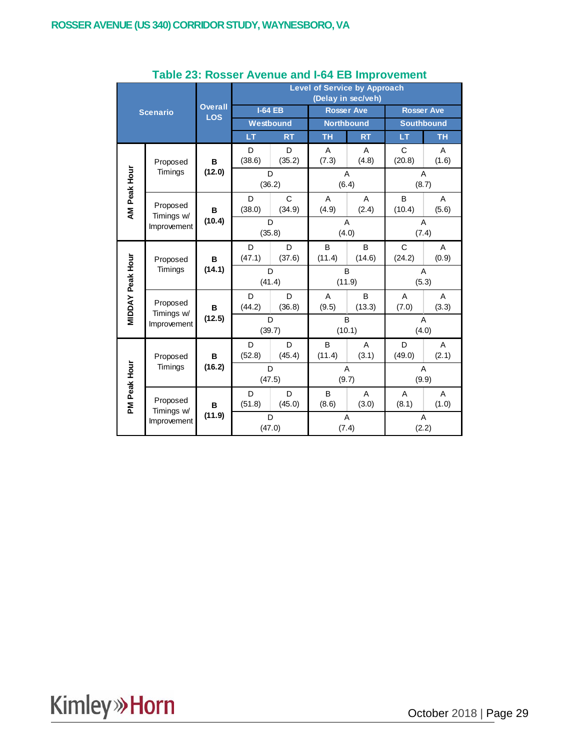Table 23: Rosser Avenue and I-64 EB Improvement

| Scenario | | Overall LOS | Level of Service by Approach (Delay in sec/veh) | | | | | |
|---|---|---|---|---|---|---|---|---|
| | | | I-64 EB Westbound | | Rosser Ave Northbound | | Rosser Ave Southbound | |
| | | | LT | RT | TH | RT | LT | TH |
| AM Peak Hour | Proposed Timings | **B (12.0)** | D (38.6) | D (35.2) | A (7.3) | A (4.8) | C (20.8) | A (1.6) |
| | | | D (36.2) | | A (6.4) | | A (8.7) | |
| | Proposed Timings w/ Improvement | **B (10.4)** | D (38.0) | C (34.9) | A (4.9) | A (2.4) | B (10.4) | A (5.6) |
| | | | D (35.8) | | A (4.0) | | A (7.4) | |
| MIDDAY Peak Hour | Proposed Timings | **B (14.1)** | D (47.1) | D (37.6) | B (11.4) | B (14.6) | C (24.2) | A (0.9) |
| | | | D (41.4) | | B (11.9) | | A (5.3) | |
| | Proposed Timings w/ Improvement | **B (12.5)** | D (44.2) | D (36.8) | A (9.5) | B (13.3) | A (7.0) | A (3.3) |
| | | | D (39.7) | | B (10.1) | | A (4.0) | |
| PM Peak Hour | Proposed Timings | **B (16.2)** | D (52.8) | D (45.4) | B (11.4) | A (3.1) | D (49.0) | A (2.1) |
| | | | D (47.5) | | A (9.7) | | A (9.9) | |
| | Proposed Timings w/ Improvement | **B (11.9)** | D (51.8) | D (45.0) | B (8.6) | A (3.0) | A (8.1) | A (1.0) |
| | | | D (47.0) | | A (7.4) | | A (2.2) | |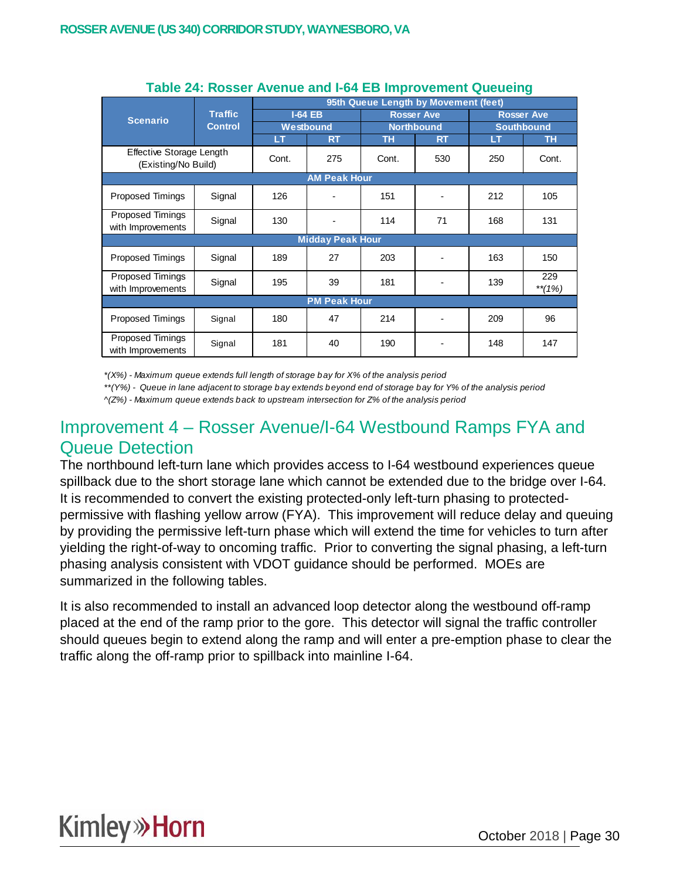**Table 24: Rosser Avenue and I-64 EB Improvement Queueing**

| Scenario | Traffic Control | 95th Queue Length by Movement (feet) | | | | | |
|---|---|---|---|---|---|---|---|
| | | I-64 EB Westbound | | Rosser Ave Northbound | | Rosser Ave Southbound | |
| | | LT | RT | TH | RT | LT | TH |
| Effective Storage Length (Existing/No Build) | | Cont. | 275 | Cont. | 530 | 250 | Cont. |
| **AM Peak Hour** | | | | | | | |
| Proposed Timings | Signal | 126 | - | 151 | - | 212 | 105 |
| Proposed Timings with Improvements | Signal | 130 | - | 114 | 71 | 168 | 131 |
| **Midday Peak Hour** | | | | | | | |
| Proposed Timings | Signal | 189 | 27 | 203 | - | 163 | 150 |
| Proposed Timings with Improvements | Signal | 195 | 39 | 181 | - | 139 | 229 *\*\*(1%)* |
| **PM Peak Hour** | | | | | | | |
| Proposed Timings | Signal | 180 | 47 | 214 | - | 209 | 96 |
| Proposed Timings with Improvements | Signal | 181 | 40 | 190 | - | 148 | 147 |

*\*(X%) - Maximum queue extends full length of storage bay for X% of the analysis period*

*\*\*(Y%) - Queue in lane adjacent to storage bay extends beyond end of storage bay for Y% of the analysis period*

*^(Z%) - Maximum queue extends back to upstream intersection for Z% of the analysis period*

## Improvement 4 – Rosser Avenue/I-64 Westbound Ramps FYA and Queue Detection

The northbound left-turn lane which provides access to I-64 westbound experiences queue spillback due to the short storage lane which cannot be extended due to the bridge over I-64. It is recommended to convert the existing protected-only left-turn phasing to protected-permissive with flashing yellow arrow (FYA). This improvement will reduce delay and queuing by providing the permissive left-turn phase which will extend the time for vehicles to turn after yielding the right-of-way to oncoming traffic. Prior to converting the signal phasing, a left-turn phasing analysis consistent with VDOT guidance should be performed. MOEs are summarized in the following tables.

It is also recommended to install an advanced loop detector along the westbound off-ramp placed at the end of the ramp prior to the gore. This detector will signal the traffic controller should queues begin to extend along the ramp and will enter a pre-emption phase to clear the traffic along the off-ramp prior to spillback into mainline I-64.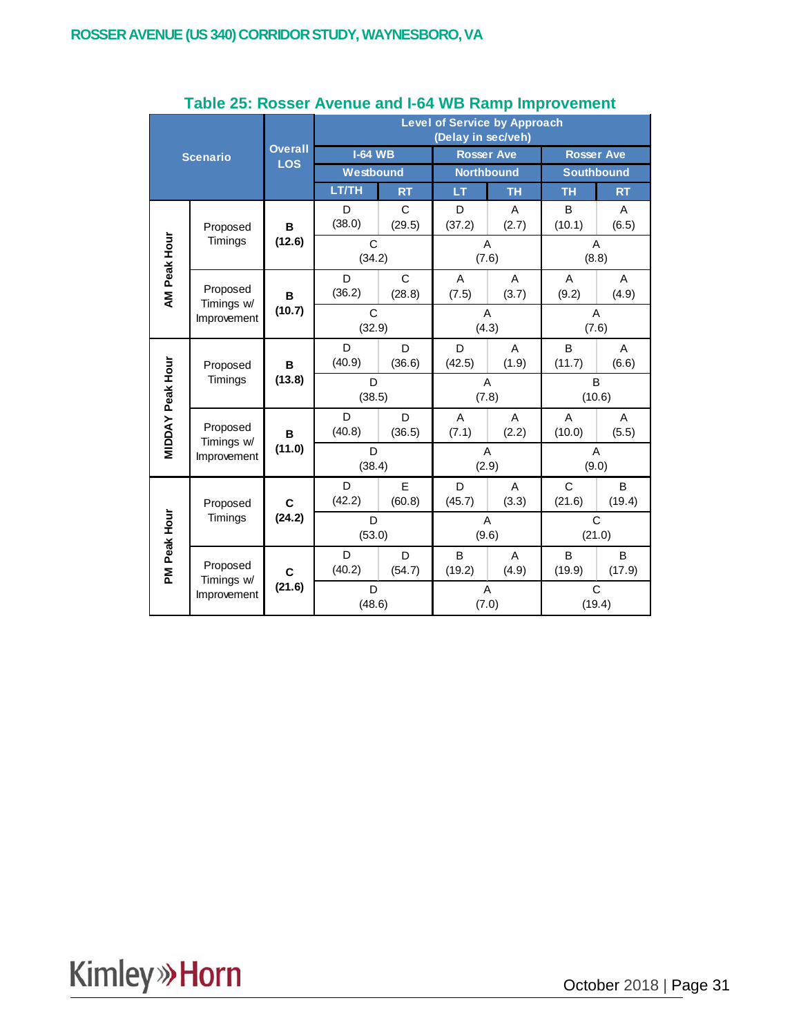## Table 25: Rosser Avenue and I-64 WB Ramp Improvement

| Scenario | | Overall LOS | Level of Service by Approach (Delay in sec/veh) | | | | | |
|---|---|---|---|---|---|---|---|---|
| | | | I-64 WB | | Rosser Ave | | Rosser Ave | |
| | | | Westbound | | Northbound | | Southbound | |
| | | | LT/TH | RT | LT | TH | TH | RT |
| AM Peak Hour | Proposed Timings | **B (12.6)** | D (38.0) | C (29.5) | D (37.2) | A (2.7) | B (10.1) | A (6.5) |
| | | | C (34.2) | | A (7.6) | | A (8.8) | |
| | Proposed Timings w/ Improvement | **B (10.7)** | D (36.2) | C (28.8) | A (7.5) | A (3.7) | A (9.2) | A (4.9) |
| | | | C (32.9) | | A (4.3) | | A (7.6) | |
| MIDDAY Peak Hour | Proposed Timings | **B (13.8)** | D (40.9) | D (36.6) | D (42.5) | A (1.9) | B (11.7) | A (6.6) |
| | | | D (38.5) | | A (7.8) | | B (10.6) | |
| | Proposed Timings w/ Improvement | **B (11.0)** | D (40.8) | D (36.5) | A (7.1) | A (2.2) | A (10.0) | A (5.5) |
| | | | D (38.4) | | A (2.9) | | A (9.0) | |
| PM Peak Hour | Proposed Timings | **C (24.2)** | D (42.2) | E (60.8) | D (45.7) | A (3.3) | C (21.6) | B (19.4) |
| | | | D (53.0) | | A (9.6) | | C (21.0) | |
| | Proposed Timings w/ Improvement | **C (21.6)** | D (40.2) | D (54.7) | B (19.2) | A (4.9) | B (19.9) | B (17.9) |
| | | | D (48.6) | | A (7.0) | | C (19.4) | |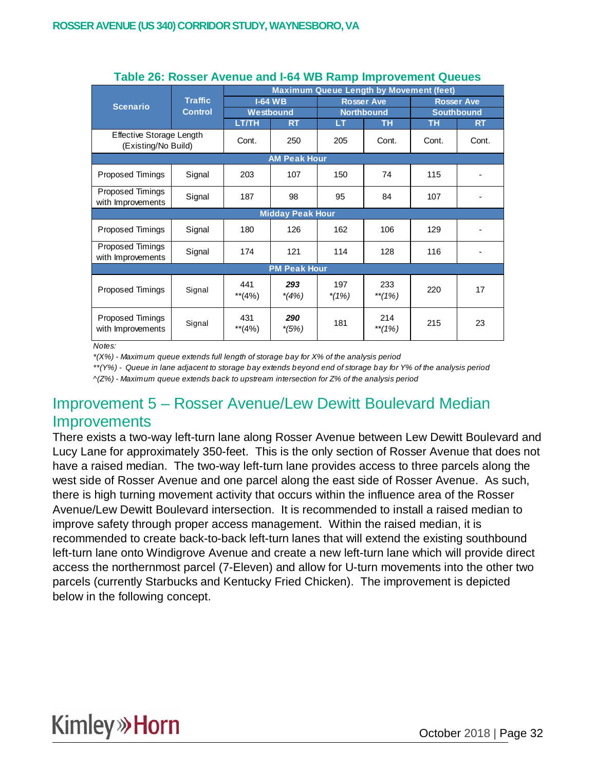**Table 26: Rosser Avenue and I-64 WB Ramp Improvement Queues**

| Scenario | Traffic Control | Maximum Queue Length by Movement (feet) | | | | | |
|---|---|---|---|---|---|---|---|
| | | I-64 WB Westbound | | Rosser Ave Northbound | | Rosser Ave Southbound | |
| | | LT/TH | RT | LT | TH | TH | RT |
| Effective Storage Length (Existing/No Build) | | Cont. | 250 | 205 | Cont. | Cont. | Cont. |
| **AM Peak Hour** | | | | | | | |
| Proposed Timings | Signal | 203 | 107 | 150 | 74 | 115 | - |
| Proposed Timings with Improvements | Signal | 187 | 98 | 95 | 84 | 107 | - |
| **Midday Peak Hour** | | | | | | | |
| Proposed Timings | Signal | 180 | 126 | 162 | 106 | 129 | - |
| Proposed Timings with Improvements | Signal | 174 | 121 | 114 | 128 | 116 | - |
| **PM Peak Hour** | | | | | | | |
| Proposed Timings | Signal | 441 **(4%) | ***293*** *\*(4%)* | 197 *\*(1%)* | 233 *\*\*(1%)* | 220 | 17 |
| Proposed Timings with Improvements | Signal | 431 **(4%) | ***290*** *\*(5%)* | 181 | 214 *\*\*(1%)* | 215 | 23 |

*Notes:*

*\*(X%) - Maximum queue extends full length of storage bay for X% of the analysis period*

*\*\*(Y%) - Queue in lane adjacent to storage bay extends beyond end of storage bay for Y% of the analysis period*

*^(Z%) - Maximum queue extends back to upstream intersection for Z% of the analysis period*

## Improvement 5 – Rosser Avenue/Lew Dewitt Boulevard Median Improvements

There exists a two-way left-turn lane along Rosser Avenue between Lew Dewitt Boulevard and Lucy Lane for approximately 350-feet. This is the only section of Rosser Avenue that does not have a raised median. The two-way left-turn lane provides access to three parcels along the west side of Rosser Avenue and one parcel along the east side of Rosser Avenue. As such, there is high turning movement activity that occurs within the influence area of the Rosser Avenue/Lew Dewitt Boulevard intersection. It is recommended to install a raised median to improve safety through proper access management. Within the raised median, it is recommended to create back-to-back left-turn lanes that will extend the existing southbound left-turn lane onto Windigrove Avenue and create a new left-turn lane which will provide direct access the northernmost parcel (7-Eleven) and allow for U-turn movements into the other two parcels (currently Starbucks and Kentucky Fried Chicken). The improvement is depicted below in the following concept.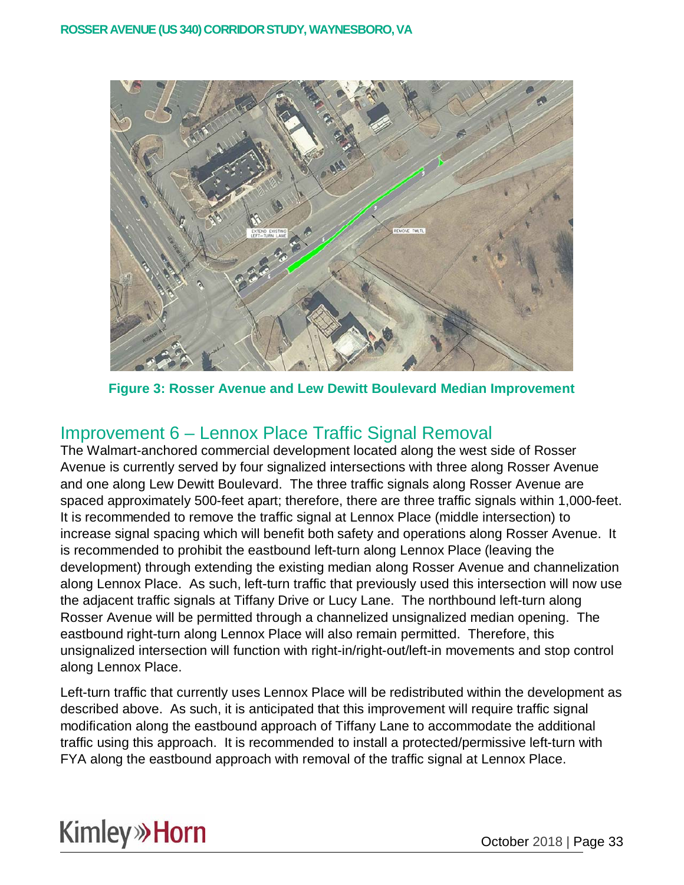Figure 3: Rosser Avenue and Lew Dewitt Boulevard Median Improvement

## Improvement 6 – Lennox Place Traffic Signal Removal

The Walmart-anchored commercial development located along the west side of Rosser Avenue is currently served by four signalized intersections with three along Rosser Avenue and one along Lew Dewitt Boulevard. The three traffic signals along Rosser Avenue are spaced approximately 500-feet apart; therefore, there are three traffic signals within 1,000-feet. It is recommended to remove the traffic signal at Lennox Place (middle intersection) to increase signal spacing which will benefit both safety and operations along Rosser Avenue. It is recommended to prohibit the eastbound left-turn along Lennox Place (leaving the development) through extending the existing median along Rosser Avenue and channelization along Lennox Place. As such, left-turn traffic that previously used this intersection will now use the adjacent traffic signals at Tiffany Drive or Lucy Lane. The northbound left-turn along Rosser Avenue will be permitted through a channelized unsignalized median opening. The eastbound right-turn along Lennox Place will also remain permitted. Therefore, this unsignalized intersection will function with right-in/right-out/left-in movements and stop control along Lennox Place.

Left-turn traffic that currently uses Lennox Place will be redistributed within the development as described above. As such, it is anticipated that this improvement will require traffic signal modification along the eastbound approach of Tiffany Lane to accommodate the additional traffic using this approach. It is recommended to install a protected/permissive left-turn with FYA along the eastbound approach with removal of the traffic signal at Lennox Place.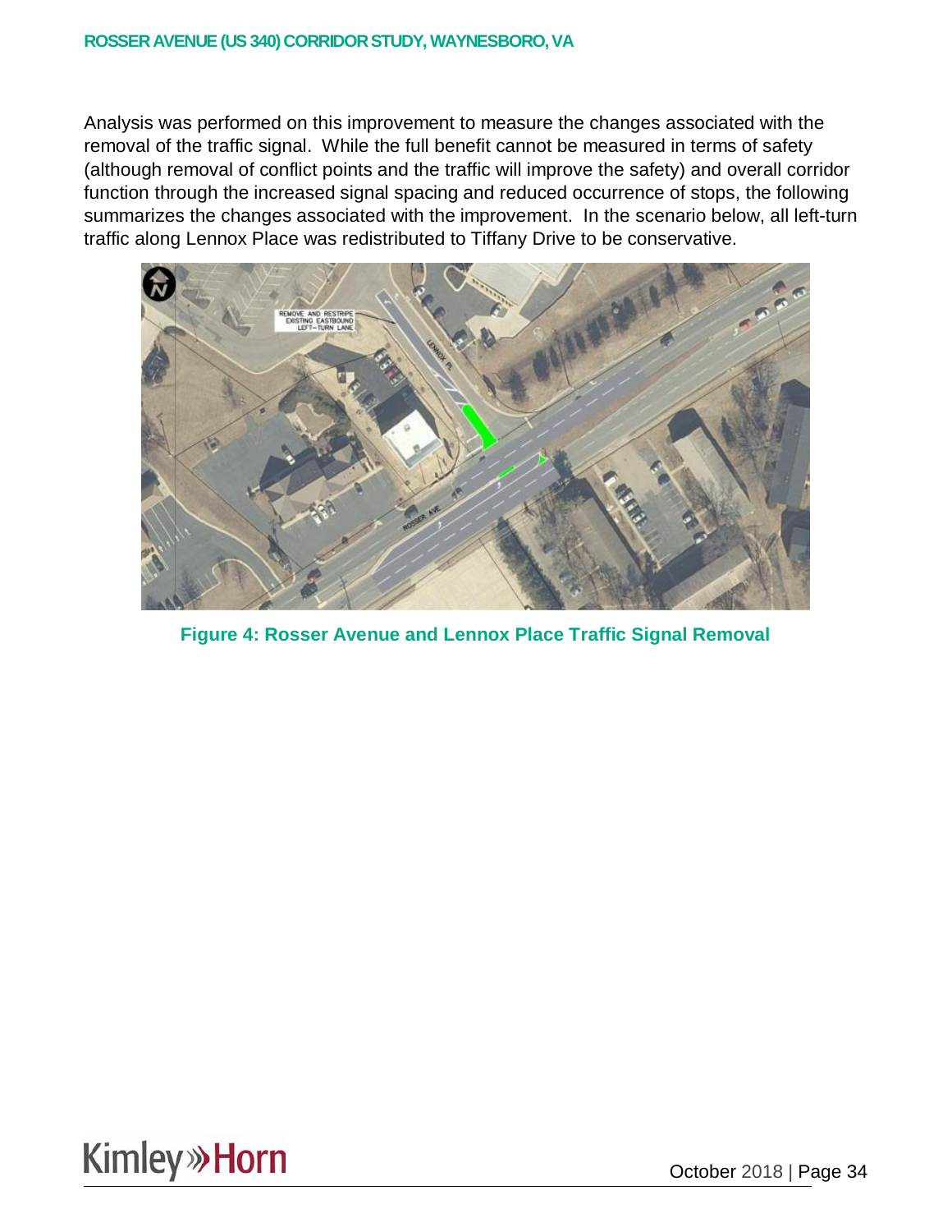Analysis was performed on this improvement to measure the changes associated with the removal of the traffic signal. While the full benefit cannot be measured in terms of safety (although removal of conflict points and the traffic will improve the safety) and overall corridor function through the increased signal spacing and reduced occurrence of stops, the following summarizes the changes associated with the improvement. In the scenario below, all left-turn traffic along Lennox Place was redistributed to Tiffany Drive to be conservative.

**Figure 4: Rosser Avenue and Lennox Place Traffic Signal Removal**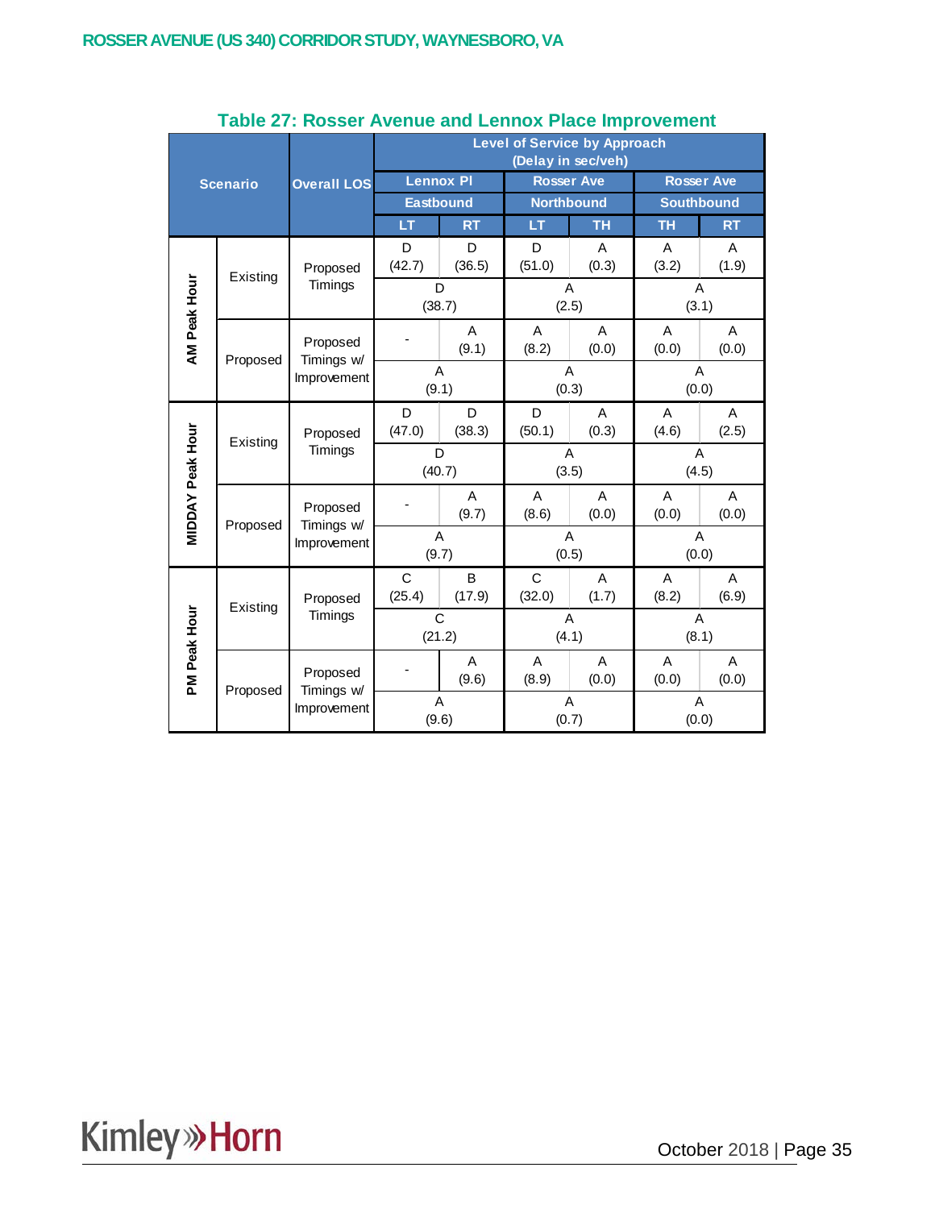## Table 27: Rosser Avenue and Lennox Place Improvement

| Scenario | | Overall LOS | Lennox Pl Eastbound LT | Lennox Pl Eastbound RT | Rosser Ave Northbound LT | Rosser Ave Northbound TH | Rosser Ave Southbound TH | Rosser Ave Southbound RT |
|---|---|---|---|---|---|---|---|---|
| AM Peak Hour | Existing | Proposed Timings | D (42.7) | D (36.5) | D (51.0) | A (0.3) | A (3.2) | A (1.9) |
| | | | D (38.7) | | A (2.5) | | A (3.1) | |
| | Proposed | Proposed Timings w/ Improvement | - | A (9.1) | A (8.2) | A (0.0) | A (0.0) | A (0.0) |
| | | | A (9.1) | | A (0.3) | | A (0.0) | |
| MIDDAY Peak Hour | Existing | Proposed Timings | D (47.0) | D (38.3) | D (50.1) | A (0.3) | A (4.6) | A (2.5) |
| | | | D (40.7) | | A (3.5) | | A (4.5) | |
| | Proposed | Proposed Timings w/ Improvement | - | A (9.7) | A (8.6) | A (0.0) | A (0.0) | A (0.0) |
| | | | A (9.7) | | A (0.5) | | A (0.0) | |
| PM Peak Hour | Existing | Proposed Timings | C (25.4) | B (17.9) | C (32.0) | A (1.7) | A (8.2) | A (6.9) |
| | | | C (21.2) | | A (4.1) | | A (8.1) | |
| | Proposed | Proposed Timings w/ Improvement | - | A (9.6) | A (8.9) | A (0.0) | A (0.0) | A (0.0) |
| | | | A (9.6) | | A (0.7) | | A (0.0) | |

Level of Service by Approach (Delay in sec/veh)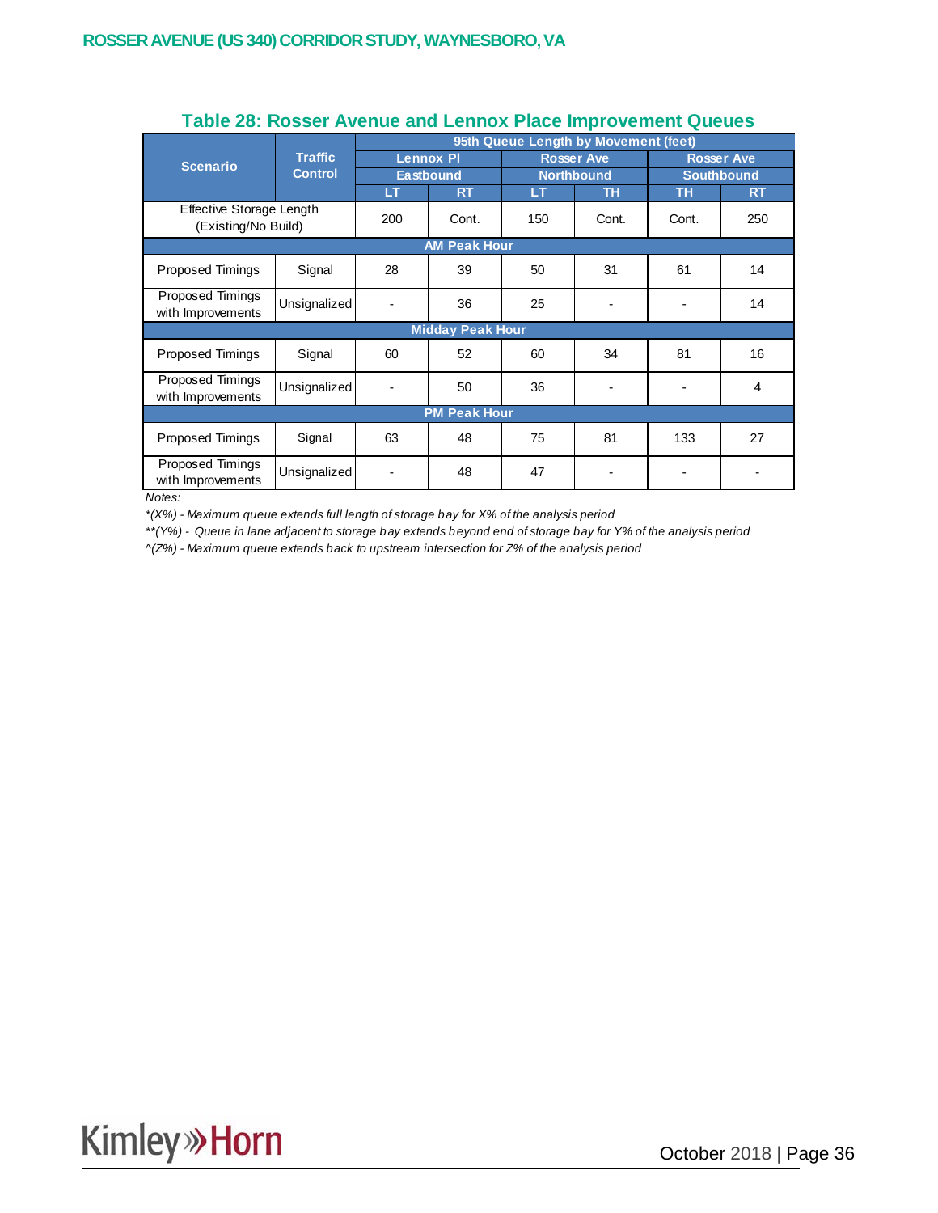## Table 28: Rosser Avenue and Lennox Place Improvement Queues

| Scenario | Traffic Control | 95th Queue Length by Movement (feet) | | | | | |
|---|---|---|---|---|---|---|---|
| | | Lennox Pl Eastbound | | Rosser Ave Northbound | | Rosser Ave Southbound | |
| | | LT | RT | LT | TH | TH | RT |
| Effective Storage Length (Existing/No Build) | | 200 | Cont. | 150 | Cont. | Cont. | 250 |
| **AM Peak Hour** | | | | | | | |
| Proposed Timings | Signal | 28 | 39 | 50 | 31 | 61 | 14 |
| Proposed Timings with Improvements | Unsignalized | - | 36 | 25 | - | - | 14 |
| **Midday Peak Hour** | | | | | | | |
| Proposed Timings | Signal | 60 | 52 | 60 | 34 | 81 | 16 |
| Proposed Timings with Improvements | Unsignalized | - | 50 | 36 | - | - | 4 |
| **PM Peak Hour** | | | | | | | |
| Proposed Timings | Signal | 63 | 48 | 75 | 81 | 133 | 27 |
| Proposed Timings with Improvements | Unsignalized | - | 48 | 47 | - | - | - |

*Notes:*

*\*(X%) - Maximum queue extends full length of storage bay for X% of the analysis period*

*\*\*(Y%) - Queue in lane adjacent to storage bay extends beyond end of storage bay for Y% of the analysis period*

*^(Z%) - Maximum queue extends back to upstream intersection for Z% of the analysis period*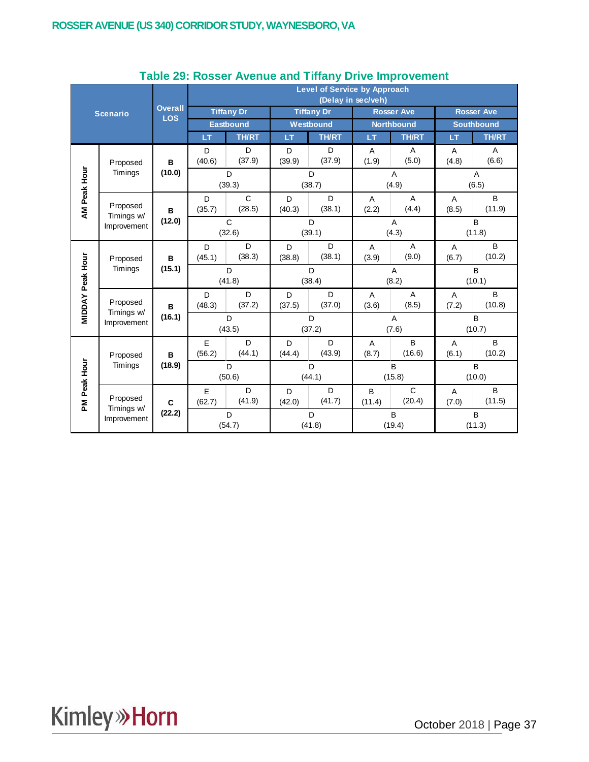## Table 29: Rosser Avenue and Tiffany Drive Improvement

| Scenario | | Overall LOS | Level of Service by Approach (Delay in sec/veh) | | | | | | | |
|---|---|---|---|---|---|---|---|---|---|---|
| | | | Tiffany Dr Eastbound | | Tiffany Dr Westbound | | Rosser Ave Northbound | | Rosser Ave Southbound | |
| | | | LT | TH/RT | LT | TH/RT | LT | TH/RT | LT | TH/RT |
| AM Peak Hour | Proposed Timings | **B (10.0)** | D (40.6) | D (37.9) | D (39.9) | D (37.9) | A (1.9) | A (5.0) | A (4.8) | A (6.6) |
| | | | D (39.3) | | D (38.7) | | A (4.9) | | A (6.5) | |
| AM Peak Hour | Proposed Timings w/ Improvement | **B (12.0)** | D (35.7) | C (28.5) | D (40.3) | D (38.1) | A (2.2) | A (4.4) | A (8.5) | B (11.9) |
| | | | C (32.6) | | D (39.1) | | A (4.3) | | B (11.8) | |
| MIDDAY Peak Hour | Proposed Timings | **B (15.1)** | D (45.1) | D (38.3) | D (38.8) | D (38.1) | A (3.9) | A (9.0) | A (6.7) | B (10.2) |
| | | | D (41.8) | | D (38.4) | | A (8.2) | | B (10.1) | |
| MIDDAY Peak Hour | Proposed Timings w/ Improvement | **B (16.1)** | D (48.3) | D (37.2) | D (37.5) | D (37.0) | A (3.6) | A (8.5) | A (7.2) | B (10.8) |
| | | | D (43.5) | | D (37.2) | | A (7.6) | | B (10.7) | |
| PM Peak Hour | Proposed Timings | **B (18.9)** | E (56.2) | D (44.1) | D (44.4) | D (43.9) | A (8.7) | B (16.6) | A (6.1) | B (10.2) |
| | | | D (50.6) | | D (44.1) | | B (15.8) | | B (10.0) | |
| PM Peak Hour | Proposed Timings w/ Improvement | **C (22.2)** | E (62.7) | D (41.9) | D (42.0) | D (41.7) | B (11.4) | C (20.4) | A (7.0) | B (11.5) |
| | | | D (54.7) | | D (41.8) | | B (19.4) | | B (11.3) | |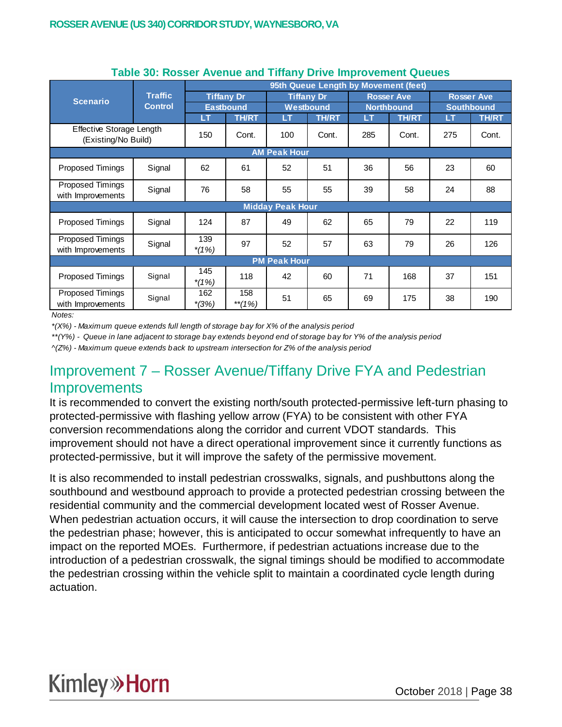**Table 30: Rosser Avenue and Tiffany Drive Improvement Queues**

| Scenario | Traffic Control | 95th Queue Length by Movement (feet) | | | | | | | |
|---|---|---|---|---|---|---|---|---|---|
| | | Tiffany Dr Eastbound | | Tiffany Dr Westbound | | Rosser Ave Northbound | | Rosser Ave Southbound | |
| | | LT | TH/RT | LT | TH/RT | LT | TH/RT | LT | TH/RT |
| Effective Storage Length (Existing/No Build) | | 150 | Cont. | 100 | Cont. | 285 | Cont. | 275 | Cont. |
| **AM Peak Hour** | | | | | | | | | |
| Proposed Timings | Signal | 62 | 61 | 52 | 51 | 36 | 56 | 23 | 60 |
| Proposed Timings with Improvements | Signal | 76 | 58 | 55 | 55 | 39 | 58 | 24 | 88 |
| **Midday Peak Hour** | | | | | | | | | |
| Proposed Timings | Signal | 124 | 87 | 49 | 62 | 65 | 79 | 22 | 119 |
| Proposed Timings with Improvements | Signal | 139 *(1%)* | 97 | 52 | 57 | 63 | 79 | 26 | 126 |
| **PM Peak Hour** | | | | | | | | | |
| Proposed Timings | Signal | 145 *(1%)* | 118 | 42 | 60 | 71 | 168 | 37 | 151 |
| Proposed Timings with Improvements | Signal | 162 *(3%)* | 158 **(1%)* | 51 | 65 | 69 | 175 | 38 | 190 |

Notes:

*(X%) - Maximum queue extends full length of storage bay for X% of the analysis period*

*\*\*(Y%) - Queue in lane adjacent to storage bay extends beyond end of storage bay for Y% of the analysis period*

*^(Z%) - Maximum queue extends back to upstream intersection for Z% of the analysis period*

## Improvement 7 – Rosser Avenue/Tiffany Drive FYA and Pedestrian Improvements

It is recommended to convert the existing north/south protected-permissive left-turn phasing to protected-permissive with flashing yellow arrow (FYA) to be consistent with other FYA conversion recommendations along the corridor and current VDOT standards. This improvement should not have a direct operational improvement since it currently functions as protected-permissive, but it will improve the safety of the permissive movement.

It is also recommended to install pedestrian crosswalks, signals, and pushbuttons along the southbound and westbound approach to provide a protected pedestrian crossing between the residential community and the commercial development located west of Rosser Avenue. When pedestrian actuation occurs, it will cause the intersection to drop coordination to serve the pedestrian phase; however, this is anticipated to occur somewhat infrequently to have an impact on the reported MOEs. Furthermore, if pedestrian actuations increase due to the introduction of a pedestrian crosswalk, the signal timings should be modified to accommodate the pedestrian crossing within the vehicle split to maintain a coordinated cycle length during actuation.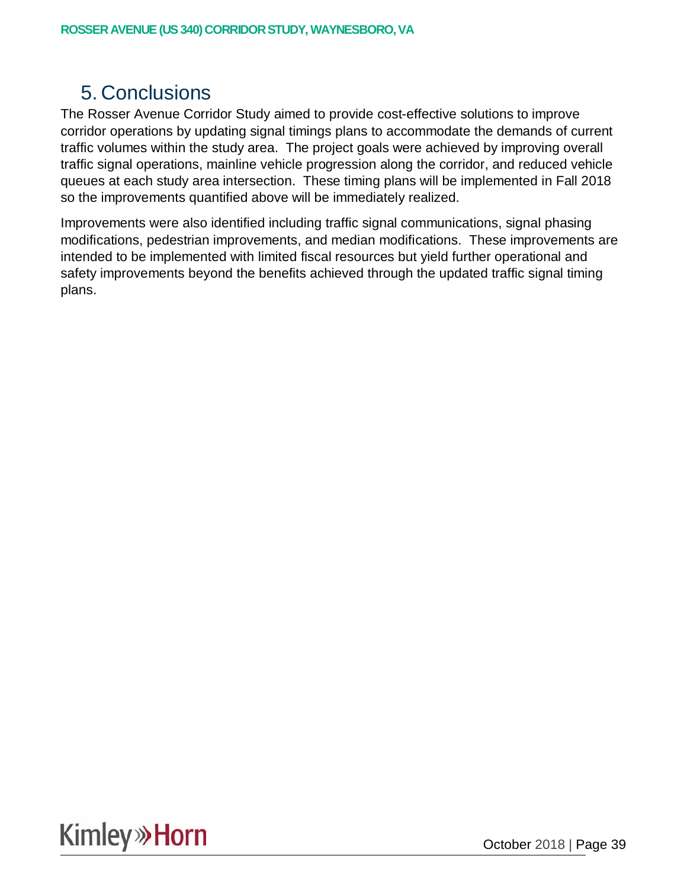# 5. Conclusions

The Rosser Avenue Corridor Study aimed to provide cost-effective solutions to improve corridor operations by updating signal timings plans to accommodate the demands of current traffic volumes within the study area. The project goals were achieved by improving overall traffic signal operations, mainline vehicle progression along the corridor, and reduced vehicle queues at each study area intersection. These timing plans will be implemented in Fall 2018 so the improvements quantified above will be immediately realized.

Improvements were also identified including traffic signal communications, signal phasing modifications, pedestrian improvements, and median modifications. These improvements are intended to be implemented with limited fiscal resources but yield further operational and safety improvements beyond the benefits achieved through the updated traffic signal timing plans.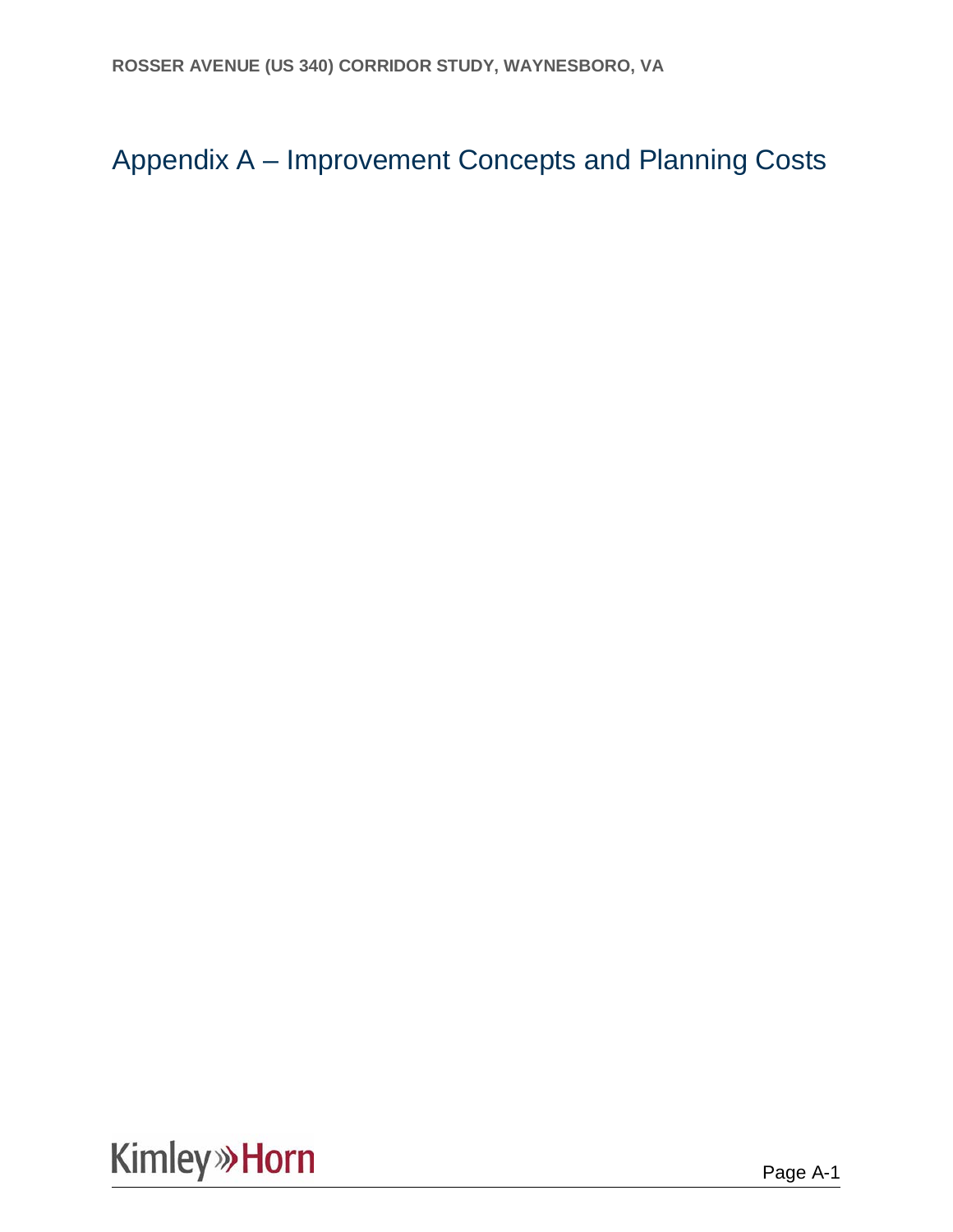# Appendix A – Improvement Concepts and Planning Costs